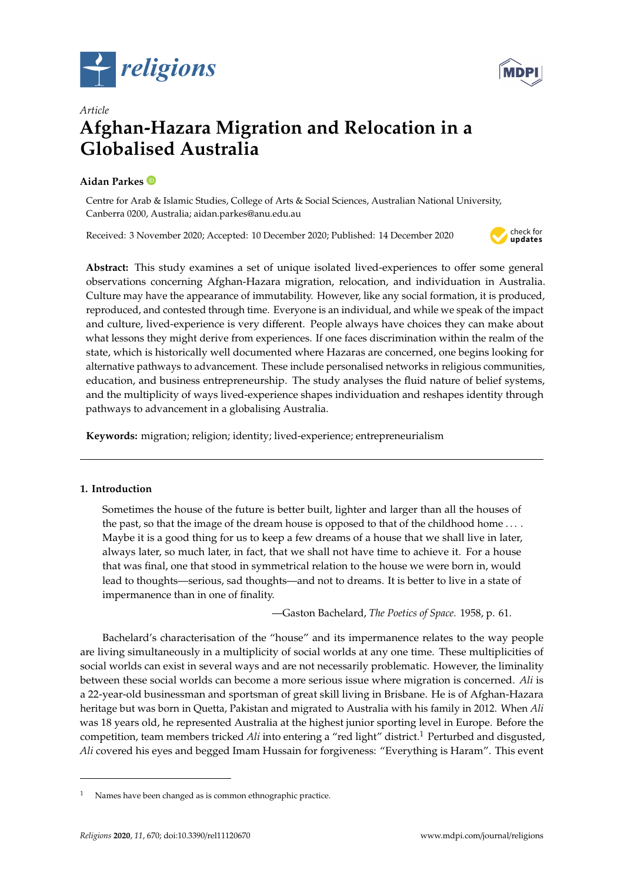*Article*

# Afghan-Hazara Migration and Relocation in a Globalised Australia

**Aidan Parkes**

Centre for Arab & Islamic Studies, College of Arts & Social Sciences, Australian National University, Canberra 0200, Australia; aidan.parkes@anu.edu.au

Received: 3 November 2020; Accepted: 10 December 2020; Published: 14 December 2020

**Abstract:** This study examines a set of unique isolated lived-experiences to offer some general observations concerning Afghan-Hazara migration, relocation, and individuation in Australia. Culture may have the appearance of immutability. However, like any social formation, it is produced, reproduced, and contested through time. Everyone is an individual, and while we speak of the impact and culture, lived-experience is very different. People always have choices they can make about what lessons they might derive from experiences. If one faces discrimination within the realm of the state, which is historically well documented where Hazaras are concerned, one begins looking for alternative pathways to advancement. These include personalised networks in religious communities, education, and business entrepreneurship. The study analyses the fluid nature of belief systems, and the multiplicity of ways lived-experience shapes individuation and reshapes identity through pathways to advancement in a globalising Australia.

**Keywords:** migration; religion; identity; lived-experience; entrepreneurialism

## 1. Introduction

> Sometimes the house of the future is better built, lighter and larger than all the houses of the past, so that the image of the dream house is opposed to that of the childhood home . . . . Maybe it is a good thing for us to keep a few dreams of a house that we shall live in later, always later, so much later, in fact, that we shall not have time to achieve it. For a house that was final, one that stood in symmetrical relation to the house we were born in, would lead to thoughts—serious, sad thoughts—and not to dreams. It is better to live in a state of impermanence than in one of finality.
>
> —Gaston Bachelard, *The Poetics of Space*. 1958, p. 61.

Bachelard's characterisation of the "house" and its impermanence relates to the way people are living simultaneously in a multiplicity of social worlds at any one time. These multiplicities of social worlds can exist in several ways and are not necessarily problematic. However, the liminality between these social worlds can become a more serious issue where migration is concerned. *Ali* is a 22-year-old businessman and sportsman of great skill living in Brisbane. He is of Afghan-Hazara heritage but was born in Quetta, Pakistan and migrated to Australia with his family in 2012. When *Ali* was 18 years old, he represented Australia at the highest junior sporting level in Europe. Before the competition, team members tricked *Ali* into entering a "red light" district.[1] Perturbed and disgusted, *Ali* covered his eyes and begged Imam Hussain for forgiveness: "Everything is Haram". This event

---

[1] Names have been changed as is common ethnographic practice.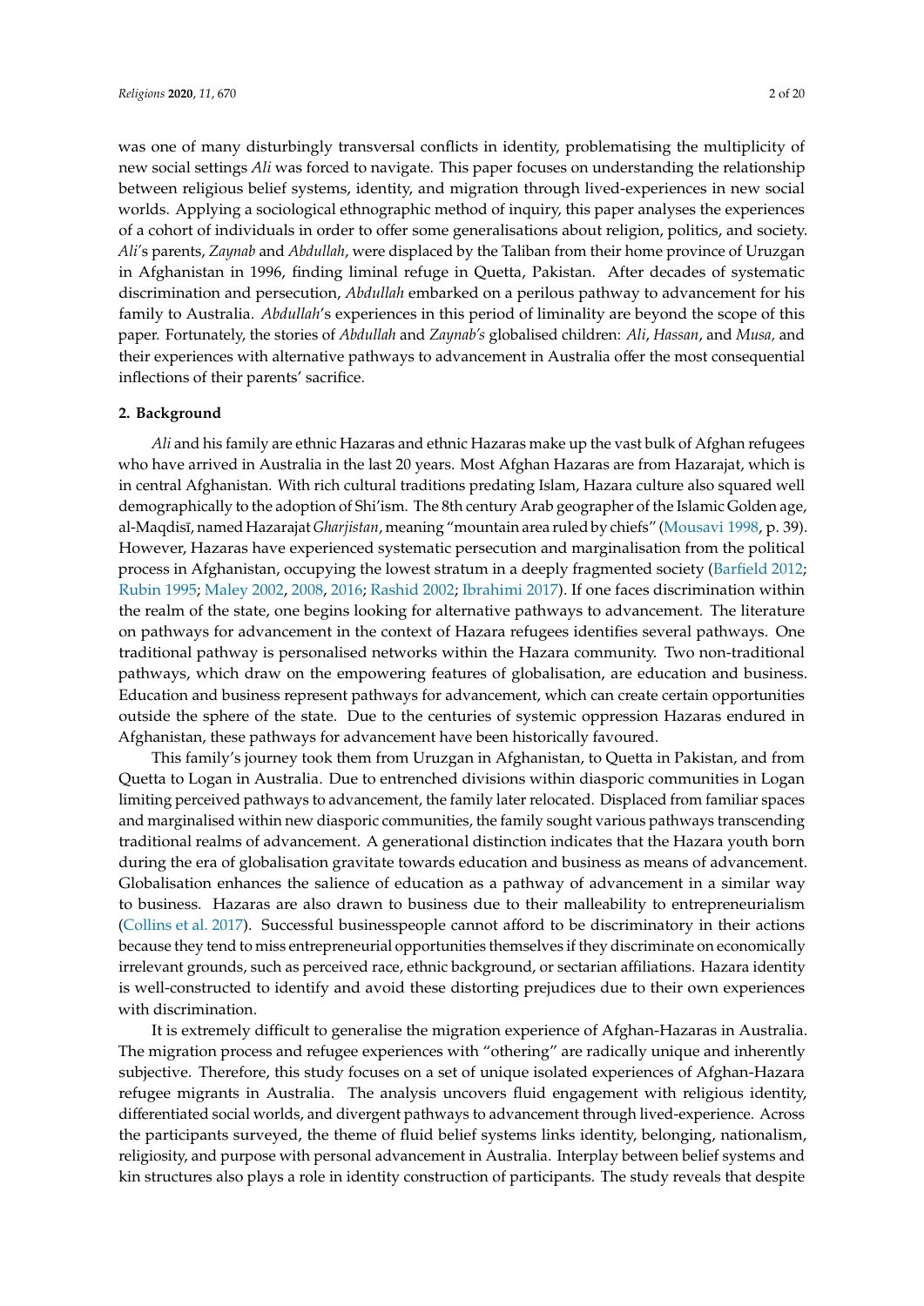was one of many disturbingly transversal conflicts in identity, problematising the multiplicity of new social settings *Ali* was forced to navigate. This paper focuses on understanding the relationship between religious belief systems, identity, and migration through lived-experiences in new social worlds. Applying a sociological ethnographic method of inquiry, this paper analyses the experiences of a cohort of individuals in order to offer some generalisations about religion, politics, and society. *Ali*'s parents, *Zaynab* and *Abdullah*, were displaced by the Taliban from their home province of Uruzgan in Afghanistan in 1996, finding liminal refuge in Quetta, Pakistan. After decades of systematic discrimination and persecution, *Abdullah* embarked on a perilous pathway to advancement for his family to Australia. *Abdullah*'s experiences in this period of liminality are beyond the scope of this paper. Fortunately, the stories of *Abdullah* and *Zaynab's* globalised children: *Ali*, *Hassan*, and *Musa,* and their experiences with alternative pathways to advancement in Australia offer the most consequential inflections of their parents' sacrifice.

## 2. Background

*Ali* and his family are ethnic Hazaras and ethnic Hazaras make up the vast bulk of Afghan refugees who have arrived in Australia in the last 20 years. Most Afghan Hazaras are from Hazarajat, which is in central Afghanistan. With rich cultural traditions predating Islam, Hazara culture also squared well demographically to the adoption of Shi'ism. The 8th century Arab geographer of the Islamic Golden age, al-Maqdisī, named Hazarajat *Gharjistan*, meaning "mountain area ruled by chiefs" (Mousavi 1998, p. 39). However, Hazaras have experienced systematic persecution and marginalisation from the political process in Afghanistan, occupying the lowest stratum in a deeply fragmented society (Barfield 2012; Rubin 1995; Maley 2002, 2008, 2016; Rashid 2002; Ibrahimi 2017). If one faces discrimination within the realm of the state, one begins looking for alternative pathways to advancement. The literature on pathways for advancement in the context of Hazara refugees identifies several pathways. One traditional pathway is personalised networks within the Hazara community. Two non-traditional pathways, which draw on the empowering features of globalisation, are education and business. Education and business represent pathways for advancement, which can create certain opportunities outside the sphere of the state. Due to the centuries of systemic oppression Hazaras endured in Afghanistan, these pathways for advancement have been historically favoured.

This family's journey took them from Uruzgan in Afghanistan, to Quetta in Pakistan, and from Quetta to Logan in Australia. Due to entrenched divisions within diasporic communities in Logan limiting perceived pathways to advancement, the family later relocated. Displaced from familiar spaces and marginalised within new diasporic communities, the family sought various pathways transcending traditional realms of advancement. A generational distinction indicates that the Hazara youth born during the era of globalisation gravitate towards education and business as means of advancement. Globalisation enhances the salience of education as a pathway of advancement in a similar way to business. Hazaras are also drawn to business due to their malleability to entrepreneurialism (Collins et al. 2017). Successful businesspeople cannot afford to be discriminatory in their actions because they tend to miss entrepreneurial opportunities themselves if they discriminate on economically irrelevant grounds, such as perceived race, ethnic background, or sectarian affiliations. Hazara identity is well-constructed to identify and avoid these distorting prejudices due to their own experiences with discrimination.

It is extremely difficult to generalise the migration experience of Afghan-Hazaras in Australia. The migration process and refugee experiences with "othering" are radically unique and inherently subjective. Therefore, this study focuses on a set of unique isolated experiences of Afghan-Hazara refugee migrants in Australia. The analysis uncovers fluid engagement with religious identity, differentiated social worlds, and divergent pathways to advancement through lived-experience. Across the participants surveyed, the theme of fluid belief systems links identity, belonging, nationalism, religiosity, and purpose with personal advancement in Australia. Interplay between belief systems and kin structures also plays a role in identity construction of participants. The study reveals that despite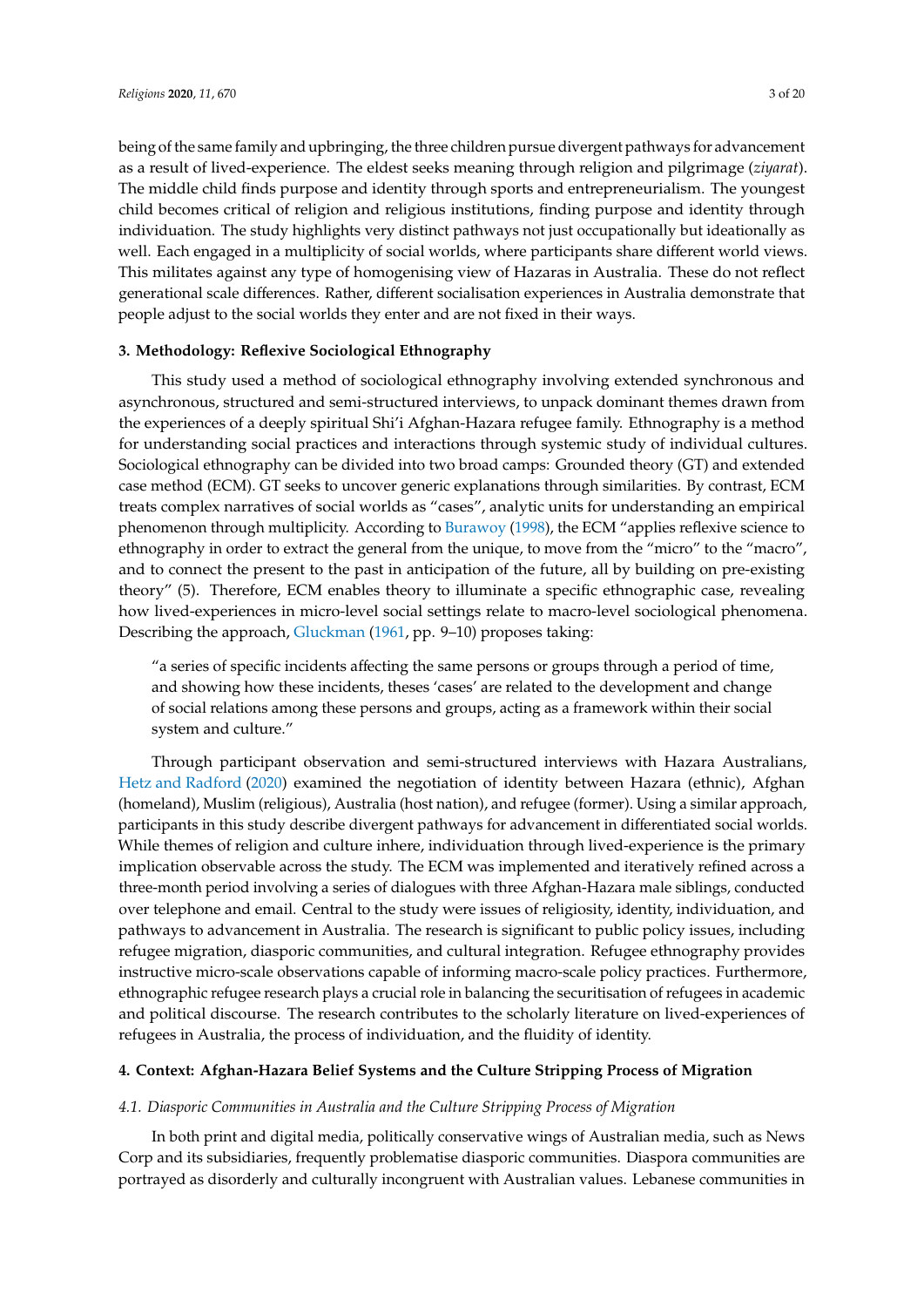being of the same family and upbringing, the three children pursue divergent pathways for advancement as a result of lived-experience. The eldest seeks meaning through religion and pilgrimage (*ziyarat*). The middle child finds purpose and identity through sports and entrepreneurialism. The youngest child becomes critical of religion and religious institutions, finding purpose and identity through individuation. The study highlights very distinct pathways not just occupationally but ideationally as well. Each engaged in a multiplicity of social worlds, where participants share different world views. This militates against any type of homogenising view of Hazaras in Australia. These do not reflect generational scale differences. Rather, different socialisation experiences in Australia demonstrate that people adjust to the social worlds they enter and are not fixed in their ways.

## 3. Methodology: Reflexive Sociological Ethnography

This study used a method of sociological ethnography involving extended synchronous and asynchronous, structured and semi-structured interviews, to unpack dominant themes drawn from the experiences of a deeply spiritual Shi'i Afghan-Hazara refugee family. Ethnography is a method for understanding social practices and interactions through systemic study of individual cultures. Sociological ethnography can be divided into two broad camps: Grounded theory (GT) and extended case method (ECM). GT seeks to uncover generic explanations through similarities. By contrast, ECM treats complex narratives of social worlds as "cases", analytic units for understanding an empirical phenomenon through multiplicity. According to Burawoy (1998), the ECM "applies reflexive science to ethnography in order to extract the general from the unique, to move from the "micro" to the "macro", and to connect the present to the past in anticipation of the future, all by building on pre-existing theory" (5). Therefore, ECM enables theory to illuminate a specific ethnographic case, revealing how lived-experiences in micro-level social settings relate to macro-level sociological phenomena. Describing the approach, Gluckman (1961, pp. 9–10) proposes taking:

> "a series of specific incidents affecting the same persons or groups through a period of time, and showing how these incidents, theses 'cases' are related to the development and change of social relations among these persons and groups, acting as a framework within their social system and culture."

Through participant observation and semi-structured interviews with Hazara Australians, Hetz and Radford (2020) examined the negotiation of identity between Hazara (ethnic), Afghan (homeland), Muslim (religious), Australia (host nation), and refugee (former). Using a similar approach, participants in this study describe divergent pathways for advancement in differentiated social worlds. While themes of religion and culture inhere, individuation through lived-experience is the primary implication observable across the study. The ECM was implemented and iteratively refined across a three-month period involving a series of dialogues with three Afghan-Hazara male siblings, conducted over telephone and email. Central to the study were issues of religiosity, identity, individuation, and pathways to advancement in Australia. The research is significant to public policy issues, including refugee migration, diasporic communities, and cultural integration. Refugee ethnography provides instructive micro-scale observations capable of informing macro-scale policy practices. Furthermore, ethnographic refugee research plays a crucial role in balancing the securitisation of refugees in academic and political discourse. The research contributes to the scholarly literature on lived-experiences of refugees in Australia, the process of individuation, and the fluidity of identity.

## 4. Context: Afghan-Hazara Belief Systems and the Culture Stripping Process of Migration

### 4.1. Diasporic Communities in Australia and the Culture Stripping Process of Migration

In both print and digital media, politically conservative wings of Australian media, such as News Corp and its subsidiaries, frequently problematise diasporic communities. Diaspora communities are portrayed as disorderly and culturally incongruent with Australian values. Lebanese communities in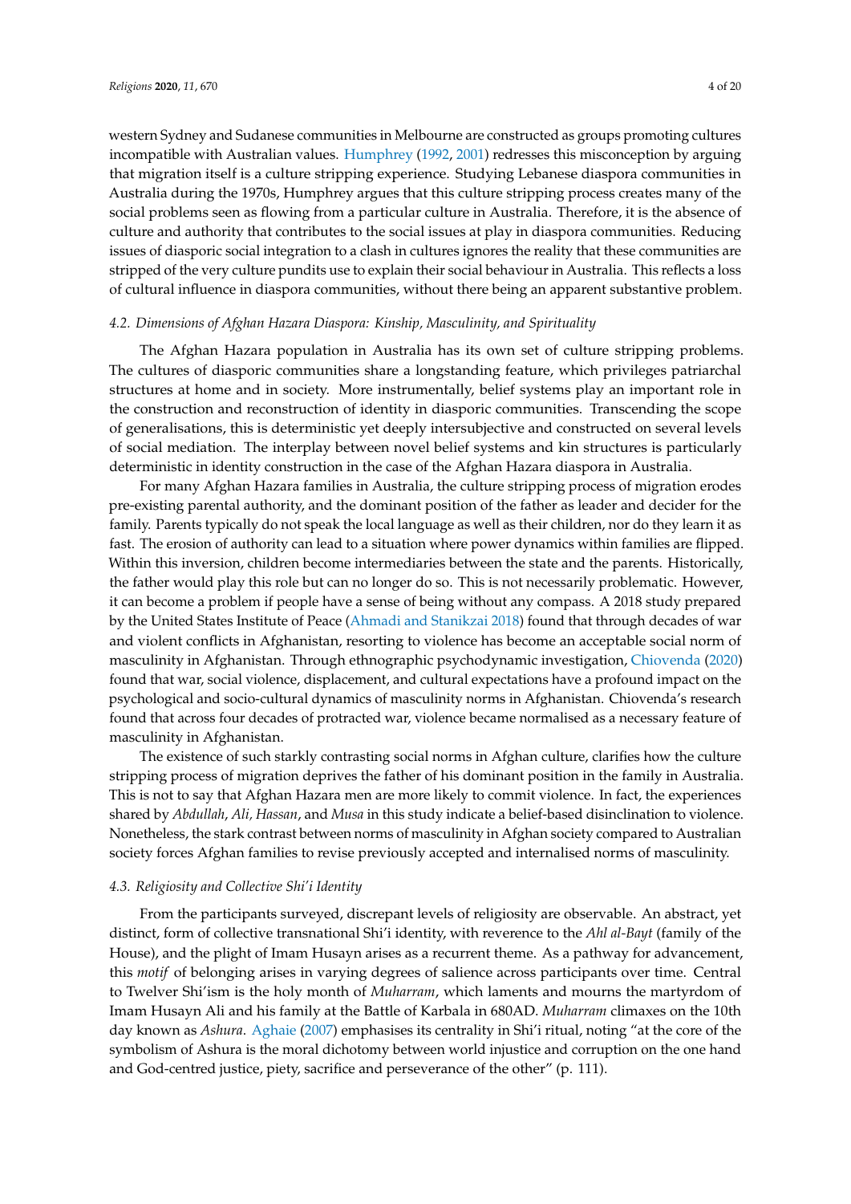western Sydney and Sudanese communities in Melbourne are constructed as groups promoting cultures incompatible with Australian values. Humphrey (1992, 2001) redresses this misconception by arguing that migration itself is a culture stripping experience. Studying Lebanese diaspora communities in Australia during the 1970s, Humphrey argues that this culture stripping process creates many of the social problems seen as flowing from a particular culture in Australia. Therefore, it is the absence of culture and authority that contributes to the social issues at play in diaspora communities. Reducing issues of diasporic social integration to a clash in cultures ignores the reality that these communities are stripped of the very culture pundits use to explain their social behaviour in Australia. This reflects a loss of cultural influence in diaspora communities, without there being an apparent substantive problem.

### 4.2. Dimensions of Afghan Hazara Diaspora: Kinship, Masculinity, and Spirituality

The Afghan Hazara population in Australia has its own set of culture stripping problems. The cultures of diasporic communities share a longstanding feature, which privileges patriarchal structures at home and in society. More instrumentally, belief systems play an important role in the construction and reconstruction of identity in diasporic communities. Transcending the scope of generalisations, this is deterministic yet deeply intersubjective and constructed on several levels of social mediation. The interplay between novel belief systems and kin structures is particularly deterministic in identity construction in the case of the Afghan Hazara diaspora in Australia.

For many Afghan Hazara families in Australia, the culture stripping process of migration erodes pre-existing parental authority, and the dominant position of the father as leader and decider for the family. Parents typically do not speak the local language as well as their children, nor do they learn it as fast. The erosion of authority can lead to a situation where power dynamics within families are flipped. Within this inversion, children become intermediaries between the state and the parents. Historically, the father would play this role but can no longer do so. This is not necessarily problematic. However, it can become a problem if people have a sense of being without any compass. A 2018 study prepared by the United States Institute of Peace (Ahmadi and Stanikzai 2018) found that through decades of war and violent conflicts in Afghanistan, resorting to violence has become an acceptable social norm of masculinity in Afghanistan. Through ethnographic psychodynamic investigation, Chiovenda (2020) found that war, social violence, displacement, and cultural expectations have a profound impact on the psychological and socio-cultural dynamics of masculinity norms in Afghanistan. Chiovenda's research found that across four decades of protracted war, violence became normalised as a necessary feature of masculinity in Afghanistan.

The existence of such starkly contrasting social norms in Afghan culture, clarifies how the culture stripping process of migration deprives the father of his dominant position in the family in Australia. This is not to say that Afghan Hazara men are more likely to commit violence. In fact, the experiences shared by *Abdullah*, *Ali, Hassan*, and *Musa* in this study indicate a belief-based disinclination to violence. Nonetheless, the stark contrast between norms of masculinity in Afghan society compared to Australian society forces Afghan families to revise previously accepted and internalised norms of masculinity.

### 4.3. Religiosity and Collective Shi'i Identity

From the participants surveyed, discrepant levels of religiosity are observable. An abstract, yet distinct, form of collective transnational Shi'i identity, with reverence to the *Ahl al-Bayt* (family of the House), and the plight of Imam Husayn arises as a recurrent theme. As a pathway for advancement, this *motif* of belonging arises in varying degrees of salience across participants over time. Central to Twelver Shi'ism is the holy month of *Muharram*, which laments and mourns the martyrdom of Imam Husayn Ali and his family at the Battle of Karbala in 680AD. *Muharram* climaxes on the 10th day known as *Ashura*. Aghaie (2007) emphasises its centrality in Shi'i ritual, noting "at the core of the symbolism of Ashura is the moral dichotomy between world injustice and corruption on the one hand and God-centred justice, piety, sacrifice and perseverance of the other" (p. 111).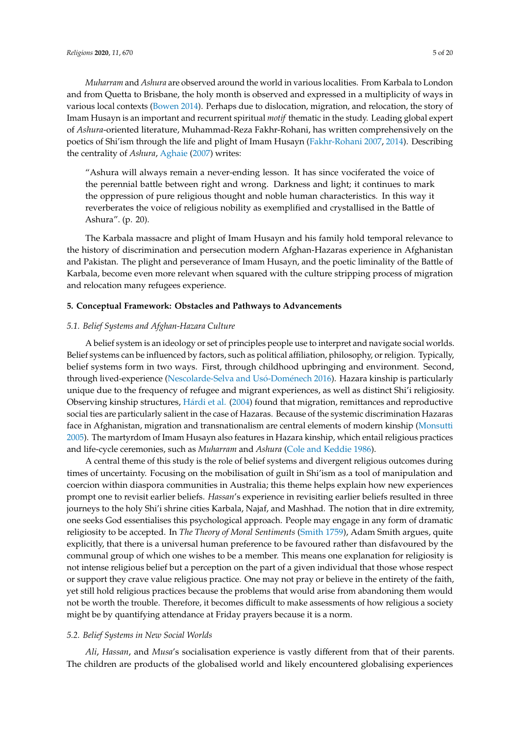*Muharram* and *Ashura* are observed around the world in various localities. From Karbala to London and from Quetta to Brisbane, the holy month is observed and expressed in a multiplicity of ways in various local contexts (Bowen 2014). Perhaps due to dislocation, migration, and relocation, the story of Imam Husayn is an important and recurrent spiritual *motif* thematic in the study. Leading global expert of *Ashura*-oriented literature, Muhammad-Reza Fakhr-Rohani, has written comprehensively on the poetics of Shi'ism through the life and plight of Imam Husayn (Fakhr-Rohani 2007, 2014). Describing the centrality of *Ashura*, Aghaie (2007) writes:

> "Ashura will always remain a never-ending lesson. It has since vociferated the voice of the perennial battle between right and wrong. Darkness and light; it continues to mark the oppression of pure religious thought and noble human characteristics. In this way it reverberates the voice of religious nobility as exemplified and crystallised in the Battle of Ashura". (p. 20).

The Karbala massacre and plight of Imam Husayn and his family hold temporal relevance to the history of discrimination and persecution modern Afghan-Hazaras experience in Afghanistan and Pakistan. The plight and perseverance of Imam Husayn, and the poetic liminality of the Battle of Karbala, become even more relevant when squared with the culture stripping process of migration and relocation many refugees experience.

## 5. Conceptual Framework: Obstacles and Pathways to Advancements

### *5.1. Belief Systems and Afghan-Hazara Culture*

A belief system is an ideology or set of principles people use to interpret and navigate social worlds. Belief systems can be influenced by factors, such as political affiliation, philosophy, or religion. Typically, belief systems form in two ways. First, through childhood upbringing and environment. Second, through lived-experience (Nescolarde-Selva and Usó-Doménech 2016). Hazara kinship is particularly unique due to the frequency of refugee and migrant experiences, as well as distinct Shi'i religiosity. Observing kinship structures, Hárdi et al. (2004) found that migration, remittances and reproductive social ties are particularly salient in the case of Hazaras. Because of the systemic discrimination Hazaras face in Afghanistan, migration and transnationalism are central elements of modern kinship (Monsutti 2005). The martyrdom of Imam Husayn also features in Hazara kinship, which entail religious practices and life-cycle ceremonies, such as *Muharram* and *Ashura* (Cole and Keddie 1986).

A central theme of this study is the role of belief systems and divergent religious outcomes during times of uncertainty. Focusing on the mobilisation of guilt in Shi'ism as a tool of manipulation and coercion within diaspora communities in Australia; this theme helps explain how new experiences prompt one to revisit earlier beliefs. *Hassan*'s experience in revisiting earlier beliefs resulted in three journeys to the holy Shi'i shrine cities Karbala, Najaf, and Mashhad. The notion that in dire extremity, one seeks God essentialises this psychological approach. People may engage in any form of dramatic religiosity to be accepted. In *The Theory of Moral Sentiments* (Smith 1759), Adam Smith argues, quite explicitly, that there is a universal human preference to be favoured rather than disfavoured by the communal group of which one wishes to be a member. This means one explanation for religiosity is not intense religious belief but a perception on the part of a given individual that those whose respect or support they crave value religious practice. One may not pray or believe in the entirety of the faith, yet still hold religious practices because the problems that would arise from abandoning them would not be worth the trouble. Therefore, it becomes difficult to make assessments of how religious a society might be by quantifying attendance at Friday prayers because it is a norm.

### *5.2. Belief Systems in New Social Worlds*

*Ali*, *Hassan*, and *Musa*'s socialisation experience is vastly different from that of their parents. The children are products of the globalised world and likely encountered globalising experiences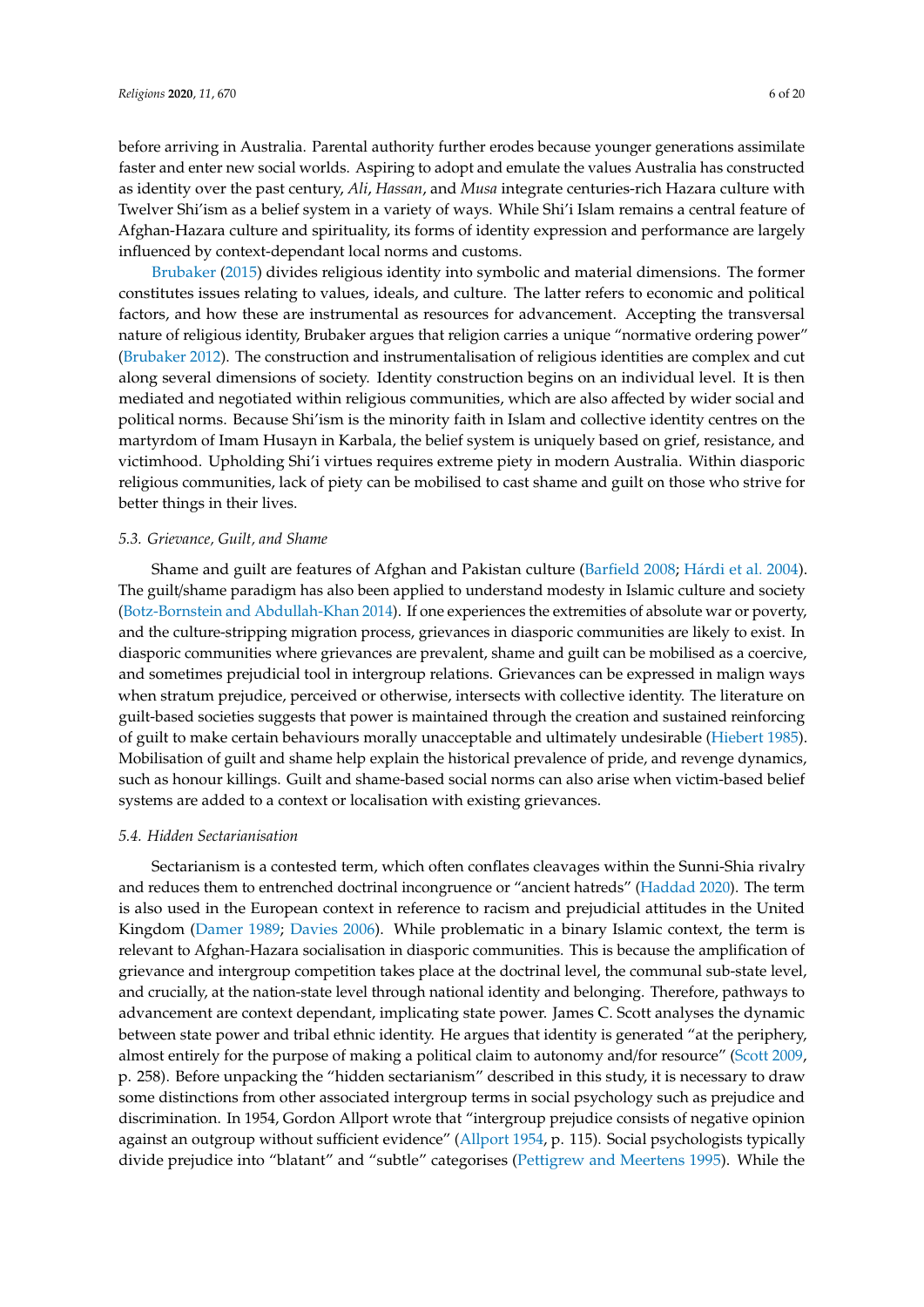before arriving in Australia. Parental authority further erodes because younger generations assimilate faster and enter new social worlds. Aspiring to adopt and emulate the values Australia has constructed as identity over the past century, *Ali*, *Hassan*, and *Musa* integrate centuries-rich Hazara culture with Twelver Shi'ism as a belief system in a variety of ways. While Shi'i Islam remains a central feature of Afghan-Hazara culture and spirituality, its forms of identity expression and performance are largely influenced by context-dependant local norms and customs.

Brubaker (2015) divides religious identity into symbolic and material dimensions. The former constitutes issues relating to values, ideals, and culture. The latter refers to economic and political factors, and how these are instrumental as resources for advancement. Accepting the transversal nature of religious identity, Brubaker argues that religion carries a unique "normative ordering power" (Brubaker 2012). The construction and instrumentalisation of religious identities are complex and cut along several dimensions of society. Identity construction begins on an individual level. It is then mediated and negotiated within religious communities, which are also affected by wider social and political norms. Because Shi'ism is the minority faith in Islam and collective identity centres on the martyrdom of Imam Husayn in Karbala, the belief system is uniquely based on grief, resistance, and victimhood. Upholding Shi'i virtues requires extreme piety in modern Australia. Within diasporic religious communities, lack of piety can be mobilised to cast shame and guilt on those who strive for better things in their lives.

### *5.3. Grievance, Guilt, and Shame*

Shame and guilt are features of Afghan and Pakistan culture (Barfield 2008; Hárdi et al. 2004). The guilt/shame paradigm has also been applied to understand modesty in Islamic culture and society (Botz-Bornstein and Abdullah-Khan 2014). If one experiences the extremities of absolute war or poverty, and the culture-stripping migration process, grievances in diasporic communities are likely to exist. In diasporic communities where grievances are prevalent, shame and guilt can be mobilised as a coercive, and sometimes prejudicial tool in intergroup relations. Grievances can be expressed in malign ways when stratum prejudice, perceived or otherwise, intersects with collective identity. The literature on guilt-based societies suggests that power is maintained through the creation and sustained reinforcing of guilt to make certain behaviours morally unacceptable and ultimately undesirable (Hiebert 1985). Mobilisation of guilt and shame help explain the historical prevalence of pride, and revenge dynamics, such as honour killings. Guilt and shame-based social norms can also arise when victim-based belief systems are added to a context or localisation with existing grievances.

### *5.4. Hidden Sectarianisation*

Sectarianism is a contested term, which often conflates cleavages within the Sunni-Shia rivalry and reduces them to entrenched doctrinal incongruence or "ancient hatreds" (Haddad 2020). The term is also used in the European context in reference to racism and prejudicial attitudes in the United Kingdom (Damer 1989; Davies 2006). While problematic in a binary Islamic context, the term is relevant to Afghan-Hazara socialisation in diasporic communities. This is because the amplification of grievance and intergroup competition takes place at the doctrinal level, the communal sub-state level, and crucially, at the nation-state level through national identity and belonging. Therefore, pathways to advancement are context dependant, implicating state power. James C. Scott analyses the dynamic between state power and tribal ethnic identity. He argues that identity is generated "at the periphery, almost entirely for the purpose of making a political claim to autonomy and/for resource" (Scott 2009, p. 258). Before unpacking the "hidden sectarianism" described in this study, it is necessary to draw some distinctions from other associated intergroup terms in social psychology such as prejudice and discrimination. In 1954, Gordon Allport wrote that "intergroup prejudice consists of negative opinion against an outgroup without sufficient evidence" (Allport 1954, p. 115). Social psychologists typically divide prejudice into "blatant" and "subtle" categorises (Pettigrew and Meertens 1995). While the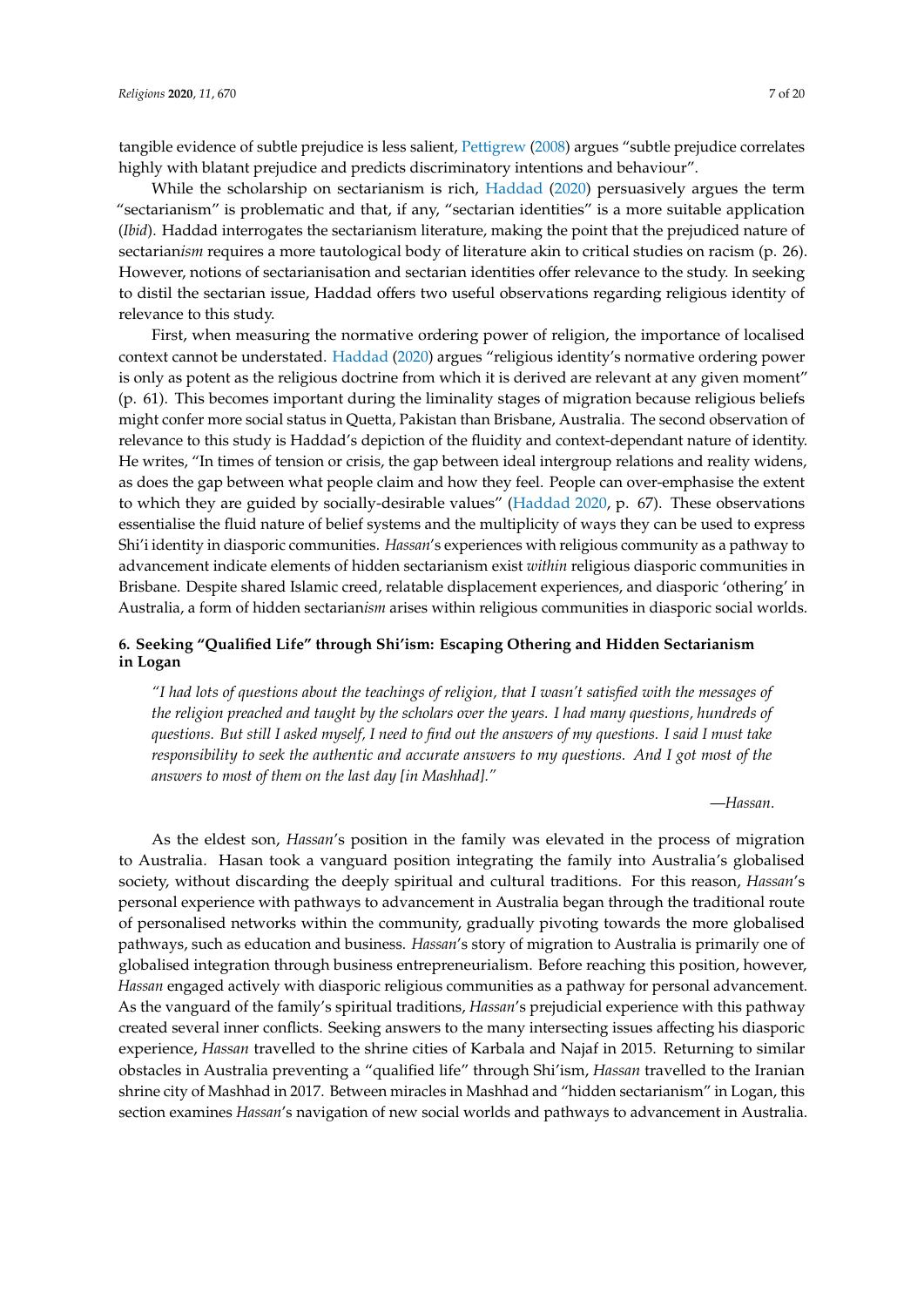tangible evidence of subtle prejudice is less salient, Pettigrew (2008) argues "subtle prejudice correlates highly with blatant prejudice and predicts discriminatory intentions and behaviour".

While the scholarship on sectarianism is rich, Haddad (2020) persuasively argues the term "sectarianism" is problematic and that, if any, "sectarian identities" is a more suitable application (*Ibid*). Haddad interrogates the sectarianism literature, making the point that the prejudiced nature of sectarian*ism* requires a more tautological body of literature akin to critical studies on racism (p. 26). However, notions of sectarianisation and sectarian identities offer relevance to the study. In seeking to distil the sectarian issue, Haddad offers two useful observations regarding religious identity of relevance to this study.

First, when measuring the normative ordering power of religion, the importance of localised context cannot be understated. Haddad (2020) argues "religious identity's normative ordering power is only as potent as the religious doctrine from which it is derived are relevant at any given moment" (p. 61). This becomes important during the liminality stages of migration because religious beliefs might confer more social status in Quetta, Pakistan than Brisbane, Australia. The second observation of relevance to this study is Haddad's depiction of the fluidity and context-dependant nature of identity. He writes, "In times of tension or crisis, the gap between ideal intergroup relations and reality widens, as does the gap between what people claim and how they feel. People can over-emphasise the extent to which they are guided by socially-desirable values" (Haddad 2020, p. 67). These observations essentialise the fluid nature of belief systems and the multiplicity of ways they can be used to express Shi'i identity in diasporic communities. *Hassan*'s experiences with religious community as a pathway to advancement indicate elements of hidden sectarianism exist *within* religious diasporic communities in Brisbane. Despite shared Islamic creed, relatable displacement experiences, and diasporic 'othering' in Australia, a form of hidden sectarian*ism* arises within religious communities in diasporic social worlds.

## 6. Seeking "Qualified Life" through Shi'ism: Escaping Othering and Hidden Sectarianism in Logan

> *"I had lots of questions about the teachings of religion, that I wasn't satisfied with the messages of the religion preached and taught by the scholars over the years. I had many questions, hundreds of questions. But still I asked myself, I need to find out the answers of my questions. I said I must take responsibility to seek the authentic and accurate answers to my questions. And I got most of the answers to most of them on the last day [in Mashhad]."*
>
> —*Hassan*.

As the eldest son, *Hassan*'s position in the family was elevated in the process of migration to Australia. Hasan took a vanguard position integrating the family into Australia's globalised society, without discarding the deeply spiritual and cultural traditions. For this reason, *Hassan*'s personal experience with pathways to advancement in Australia began through the traditional route of personalised networks within the community, gradually pivoting towards the more globalised pathways, such as education and business. *Hassan*'s story of migration to Australia is primarily one of globalised integration through business entrepreneurialism. Before reaching this position, however, *Hassan* engaged actively with diasporic religious communities as a pathway for personal advancement. As the vanguard of the family's spiritual traditions, *Hassan*'s prejudicial experience with this pathway created several inner conflicts. Seeking answers to the many intersecting issues affecting his diasporic experience, *Hassan* travelled to the shrine cities of Karbala and Najaf in 2015. Returning to similar obstacles in Australia preventing a "qualified life" through Shi'ism, *Hassan* travelled to the Iranian shrine city of Mashhad in 2017. Between miracles in Mashhad and "hidden sectarianism" in Logan, this section examines *Hassan*'s navigation of new social worlds and pathways to advancement in Australia.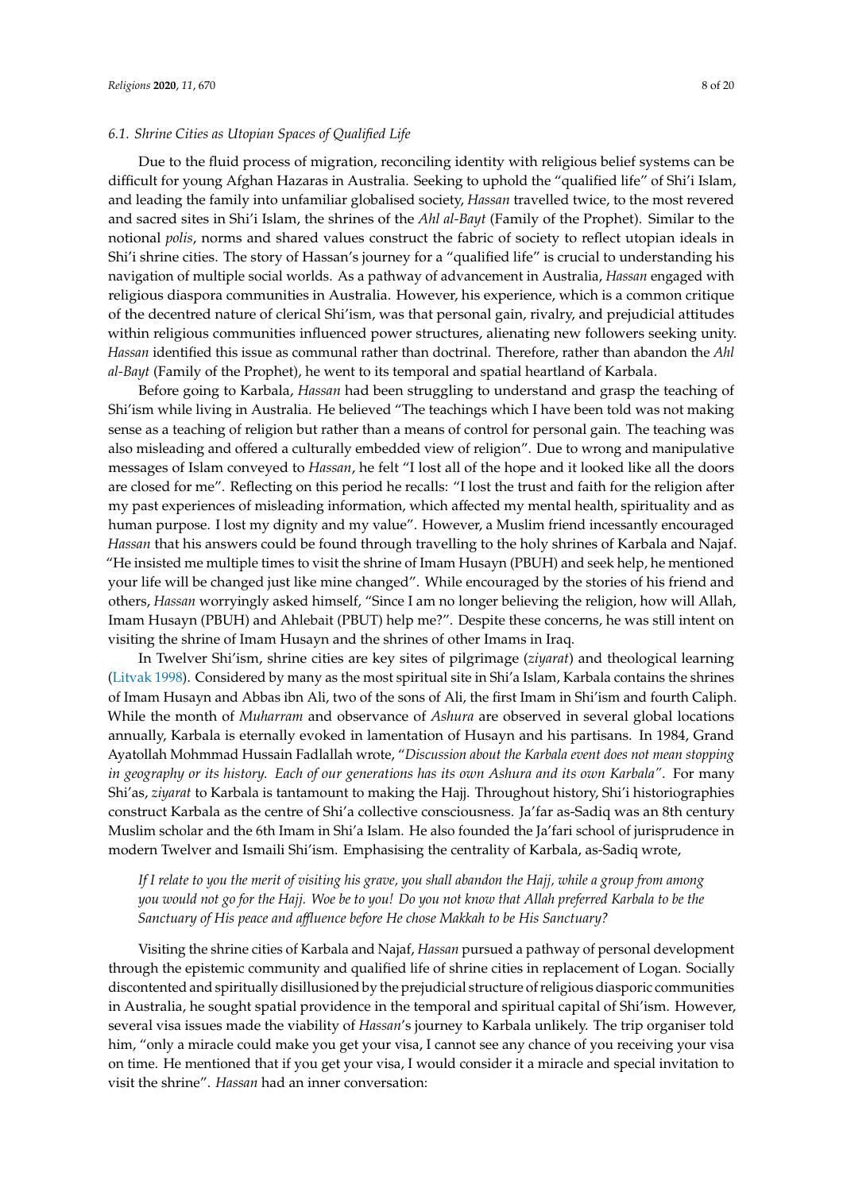### *6.1. Shrine Cities as Utopian Spaces of Qualified Life*

Due to the fluid process of migration, reconciling identity with religious belief systems can be difficult for young Afghan Hazaras in Australia. Seeking to uphold the "qualified life" of Shi'i Islam, and leading the family into unfamiliar globalised society, *Hassan* travelled twice, to the most revered and sacred sites in Shi'i Islam, the shrines of the *Ahl al-Bayt* (Family of the Prophet). Similar to the notional *polis*, norms and shared values construct the fabric of society to reflect utopian ideals in Shi'i shrine cities. The story of Hassan's journey for a "qualified life" is crucial to understanding his navigation of multiple social worlds. As a pathway of advancement in Australia, *Hassan* engaged with religious diaspora communities in Australia. However, his experience, which is a common critique of the decentred nature of clerical Shi'ism, was that personal gain, rivalry, and prejudicial attitudes within religious communities influenced power structures, alienating new followers seeking unity. *Hassan* identified this issue as communal rather than doctrinal. Therefore, rather than abandon the *Ahl al-Bayt* (Family of the Prophet), he went to its temporal and spatial heartland of Karbala.

Before going to Karbala, *Hassan* had been struggling to understand and grasp the teaching of Shi'ism while living in Australia. He believed "The teachings which I have been told was not making sense as a teaching of religion but rather than a means of control for personal gain. The teaching was also misleading and offered a culturally embedded view of religion". Due to wrong and manipulative messages of Islam conveyed to *Hassan*, he felt "I lost all of the hope and it looked like all the doors are closed for me". Reflecting on this period he recalls: "I lost the trust and faith for the religion after my past experiences of misleading information, which affected my mental health, spirituality and as human purpose. I lost my dignity and my value". However, a Muslim friend incessantly encouraged *Hassan* that his answers could be found through travelling to the holy shrines of Karbala and Najaf. "He insisted me multiple times to visit the shrine of Imam Husayn (PBUH) and seek help, he mentioned your life will be changed just like mine changed". While encouraged by the stories of his friend and others, *Hassan* worryingly asked himself, "Since I am no longer believing the religion, how will Allah, Imam Husayn (PBUH) and Ahlebait (PBUT) help me?". Despite these concerns, he was still intent on visiting the shrine of Imam Husayn and the shrines of other Imams in Iraq.

In Twelver Shi'ism, shrine cities are key sites of pilgrimage (*ziyarat*) and theological learning (Litvak 1998). Considered by many as the most spiritual site in Shi'a Islam, Karbala contains the shrines of Imam Husayn and Abbas ibn Ali, two of the sons of Ali, the first Imam in Shi'ism and fourth Caliph. While the month of *Muharram* and observance of *Ashura* are observed in several global locations annually, Karbala is eternally evoked in lamentation of Husayn and his partisans. In 1984, Grand Ayatollah Mohmmad Hussain Fadlallah wrote, "*Discussion about the Karbala event does not mean stopping in geography or its history. Each of our generations has its own Ashura and its own Karbala"*. For many Shi'as, *ziyarat* to Karbala is tantamount to making the Hajj. Throughout history, Shi'i historiographies construct Karbala as the centre of Shi'a collective consciousness. Ja'far as-Sadiq was an 8th century Muslim scholar and the 6th Imam in Shi'a Islam. He also founded the Ja'fari school of jurisprudence in modern Twelver and Ismaili Shi'ism. Emphasising the centrality of Karbala, as-Sadiq wrote,

> *If I relate to you the merit of visiting his grave, you shall abandon the Hajj, while a group from among you would not go for the Hajj. Woe be to you! Do you not know that Allah preferred Karbala to be the Sanctuary of His peace and affluence before He chose Makkah to be His Sanctuary?*

Visiting the shrine cities of Karbala and Najaf, *Hassan* pursued a pathway of personal development through the epistemic community and qualified life of shrine cities in replacement of Logan. Socially discontented and spiritually disillusioned by the prejudicial structure of religious diasporic communities in Australia, he sought spatial providence in the temporal and spiritual capital of Shi'ism. However, several visa issues made the viability of *Hassan*'s journey to Karbala unlikely. The trip organiser told him, "only a miracle could make you get your visa, I cannot see any chance of you receiving your visa on time. He mentioned that if you get your visa, I would consider it a miracle and special invitation to visit the shrine". *Hassan* had an inner conversation: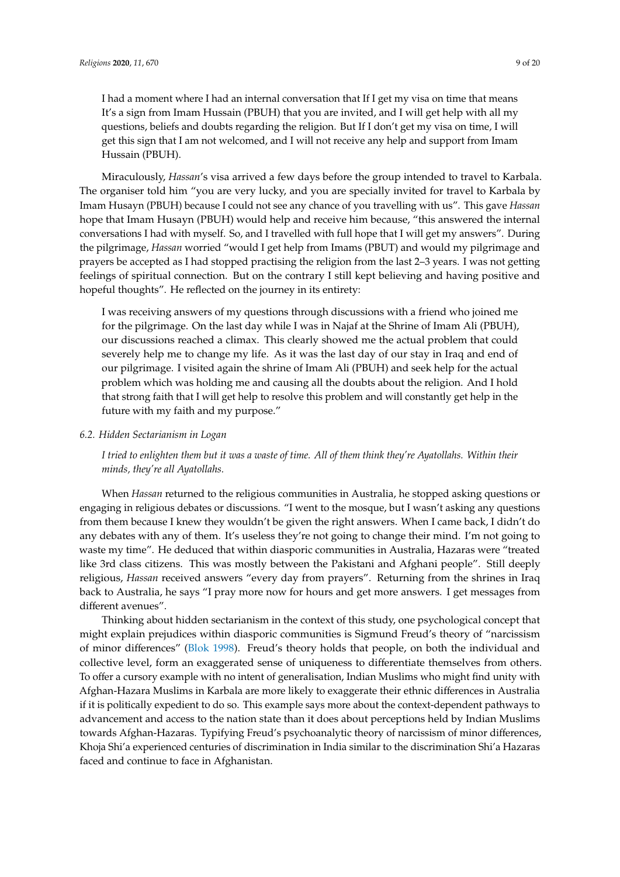> I had a moment where I had an internal conversation that If I get my visa on time that means It's a sign from Imam Hussain (PBUH) that you are invited, and I will get help with all my questions, beliefs and doubts regarding the religion. But If I don't get my visa on time, I will get this sign that I am not welcomed, and I will not receive any help and support from Imam Hussain (PBUH).

Miraculously, *Hassan*'s visa arrived a few days before the group intended to travel to Karbala. The organiser told him "you are very lucky, and you are specially invited for travel to Karbala by Imam Husayn (PBUH) because I could not see any chance of you travelling with us". This gave *Hassan* hope that Imam Husayn (PBUH) would help and receive him because, "this answered the internal conversations I had with myself. So, and I travelled with full hope that I will get my answers". During the pilgrimage, *Hassan* worried "would I get help from Imams (PBUT) and would my pilgrimage and prayers be accepted as I had stopped practising the religion from the last 2–3 years. I was not getting feelings of spiritual connection. But on the contrary I still kept believing and having positive and hopeful thoughts". He reflected on the journey in its entirety:

> I was receiving answers of my questions through discussions with a friend who joined me for the pilgrimage. On the last day while I was in Najaf at the Shrine of Imam Ali (PBUH), our discussions reached a climax. This clearly showed me the actual problem that could severely help me to change my life. As it was the last day of our stay in Iraq and end of our pilgrimage. I visited again the shrine of Imam Ali (PBUH) and seek help for the actual problem which was holding me and causing all the doubts about the religion. And I hold that strong faith that I will get help to resolve this problem and will constantly get help in the future with my faith and my purpose."

### 6.2. Hidden Sectarianism in Logan

> *I tried to enlighten them but it was a waste of time. All of them think they're Ayatollahs. Within their minds, they're all Ayatollahs.*

When *Hassan* returned to the religious communities in Australia, he stopped asking questions or engaging in religious debates or discussions. "I went to the mosque, but I wasn't asking any questions from them because I knew they wouldn't be given the right answers. When I came back, I didn't do any debates with any of them. It's useless they're not going to change their mind. I'm not going to waste my time". He deduced that within diasporic communities in Australia, Hazaras were "treated like 3rd class citizens. This was mostly between the Pakistani and Afghani people". Still deeply religious, *Hassan* received answers "every day from prayers". Returning from the shrines in Iraq back to Australia, he says "I pray more now for hours and get more answers. I get messages from different avenues".

Thinking about hidden sectarianism in the context of this study, one psychological concept that might explain prejudices within diasporic communities is Sigmund Freud's theory of "narcissism of minor differences" (Blok 1998). Freud's theory holds that people, on both the individual and collective level, form an exaggerated sense of uniqueness to differentiate themselves from others. To offer a cursory example with no intent of generalisation, Indian Muslims who might find unity with Afghan-Hazara Muslims in Karbala are more likely to exaggerate their ethnic differences in Australia if it is politically expedient to do so. This example says more about the context-dependent pathways to advancement and access to the nation state than it does about perceptions held by Indian Muslims towards Afghan-Hazaras. Typifying Freud's psychoanalytic theory of narcissism of minor differences, Khoja Shi'a experienced centuries of discrimination in India similar to the discrimination Shi'a Hazaras faced and continue to face in Afghanistan.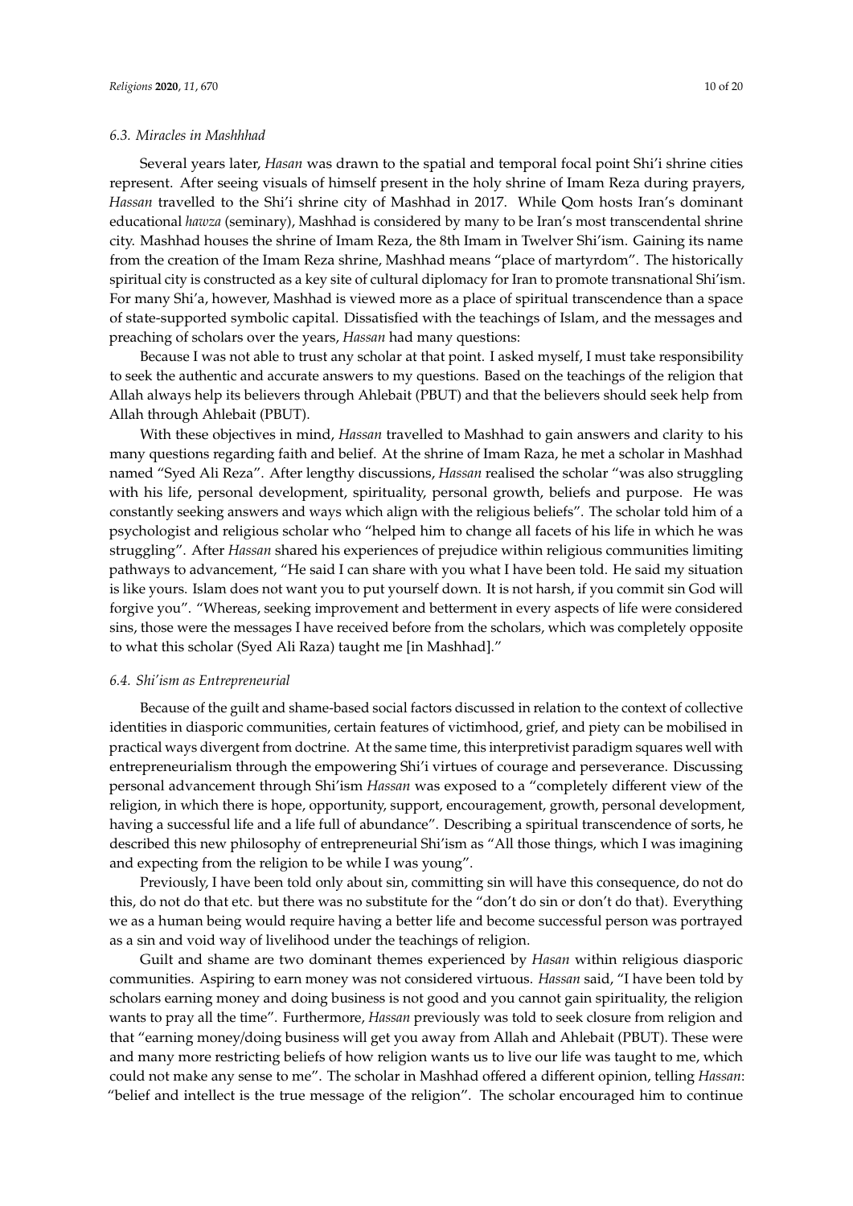### 6.3. Miracles in Mashhhad

Several years later, *Hasan* was drawn to the spatial and temporal focal point Shi'i shrine cities represent. After seeing visuals of himself present in the holy shrine of Imam Reza during prayers, *Hassan* travelled to the Shi'i shrine city of Mashhad in 2017. While Qom hosts Iran's dominant educational *hawza* (seminary), Mashhad is considered by many to be Iran's most transcendental shrine city. Mashhad houses the shrine of Imam Reza, the 8th Imam in Twelver Shi'ism. Gaining its name from the creation of the Imam Reza shrine, Mashhad means "place of martyrdom". The historically spiritual city is constructed as a key site of cultural diplomacy for Iran to promote transnational Shi'ism. For many Shi'a, however, Mashhad is viewed more as a place of spiritual transcendence than a space of state-supported symbolic capital. Dissatisfied with the teachings of Islam, and the messages and preaching of scholars over the years, *Hassan* had many questions:

Because I was not able to trust any scholar at that point. I asked myself, I must take responsibility to seek the authentic and accurate answers to my questions. Based on the teachings of the religion that Allah always help its believers through Ahlebait (PBUT) and that the believers should seek help from Allah through Ahlebait (PBUT).

With these objectives in mind, *Hassan* travelled to Mashhad to gain answers and clarity to his many questions regarding faith and belief. At the shrine of Imam Raza, he met a scholar in Mashhad named "Syed Ali Reza". After lengthy discussions, *Hassan* realised the scholar "was also struggling with his life, personal development, spirituality, personal growth, beliefs and purpose. He was constantly seeking answers and ways which align with the religious beliefs". The scholar told him of a psychologist and religious scholar who "helped him to change all facets of his life in which he was struggling". After *Hassan* shared his experiences of prejudice within religious communities limiting pathways to advancement, "He said I can share with you what I have been told. He said my situation is like yours. Islam does not want you to put yourself down. It is not harsh, if you commit sin God will forgive you". "Whereas, seeking improvement and betterment in every aspects of life were considered sins, those were the messages I have received before from the scholars, which was completely opposite to what this scholar (Syed Ali Raza) taught me [in Mashhad]."

### 6.4. Shi'ism as Entrepreneurial

Because of the guilt and shame-based social factors discussed in relation to the context of collective identities in diasporic communities, certain features of victimhood, grief, and piety can be mobilised in practical ways divergent from doctrine. At the same time, this interpretivist paradigm squares well with entrepreneurialism through the empowering Shi'i virtues of courage and perseverance. Discussing personal advancement through Shi'ism *Hassan* was exposed to a "completely different view of the religion, in which there is hope, opportunity, support, encouragement, growth, personal development, having a successful life and a life full of abundance". Describing a spiritual transcendence of sorts, he described this new philosophy of entrepreneurial Shi'ism as "All those things, which I was imagining and expecting from the religion to be while I was young".

Previously, I have been told only about sin, committing sin will have this consequence, do not do this, do not do that etc. but there was no substitute for the "don't do sin or don't do that). Everything we as a human being would require having a better life and become successful person was portrayed as a sin and void way of livelihood under the teachings of religion.

Guilt and shame are two dominant themes experienced by *Hasan* within religious diasporic communities. Aspiring to earn money was not considered virtuous. *Hassan* said, "I have been told by scholars earning money and doing business is not good and you cannot gain spirituality, the religion wants to pray all the time". Furthermore, *Hassan* previously was told to seek closure from religion and that "earning money/doing business will get you away from Allah and Ahlebait (PBUT). These were and many more restricting beliefs of how religion wants us to live our life was taught to me, which could not make any sense to me". The scholar in Mashhad offered a different opinion, telling *Hassan*: "belief and intellect is the true message of the religion". The scholar encouraged him to continue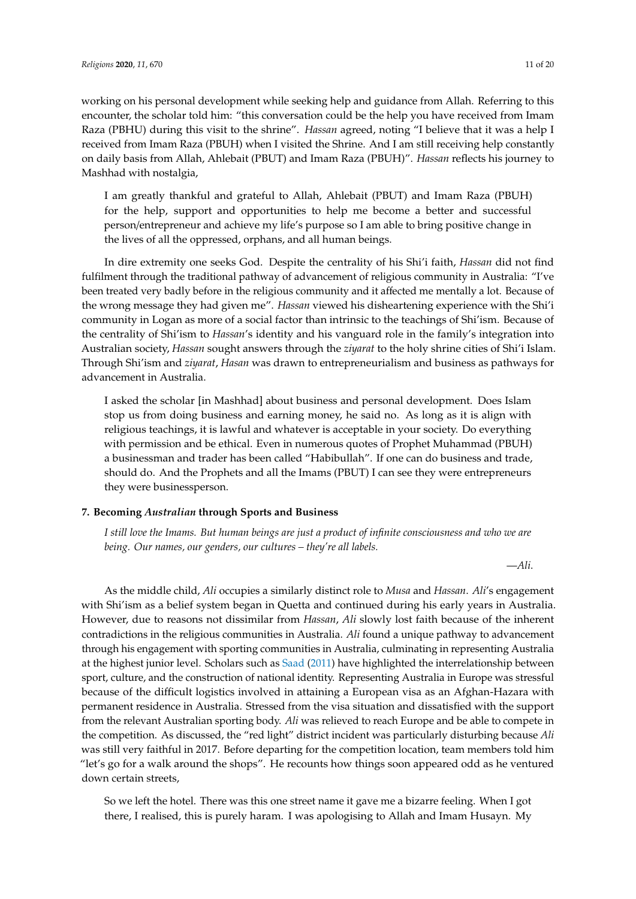working on his personal development while seeking help and guidance from Allah. Referring to this encounter, the scholar told him: "this conversation could be the help you have received from Imam Raza (PBHU) during this visit to the shrine". *Hassan* agreed, noting "I believe that it was a help I received from Imam Raza (PBUH) when I visited the Shrine. And I am still receiving help constantly on daily basis from Allah, Ahlebait (PBUT) and Imam Raza (PBUH)". *Hassan* reflects his journey to Mashhad with nostalgia,

> I am greatly thankful and grateful to Allah, Ahlebait (PBUT) and Imam Raza (PBUH) for the help, support and opportunities to help me become a better and successful person/entrepreneur and achieve my life's purpose so I am able to bring positive change in the lives of all the oppressed, orphans, and all human beings.

In dire extremity one seeks God. Despite the centrality of his Shi'i faith, *Hassan* did not find fulfilment through the traditional pathway of advancement of religious community in Australia: "I've been treated very badly before in the religious community and it affected me mentally a lot. Because of the wrong message they had given me". *Hassan* viewed his disheartening experience with the Shi'i community in Logan as more of a social factor than intrinsic to the teachings of Shi'ism. Because of the centrality of Shi'ism to *Hassan*'s identity and his vanguard role in the family's integration into Australian society, *Hassan* sought answers through the *ziyarat* to the holy shrine cities of Shi'i Islam. Through Shi'ism and *ziyarat*, *Hasan* was drawn to entrepreneurialism and business as pathways for advancement in Australia.

> I asked the scholar [in Mashhad] about business and personal development. Does Islam stop us from doing business and earning money, he said no. As long as it is align with religious teachings, it is lawful and whatever is acceptable in your society. Do everything with permission and be ethical. Even in numerous quotes of Prophet Muhammad (PBUH) a businessman and trader has been called "Habibullah". If one can do business and trade, should do. And the Prophets and all the Imams (PBUT) I can see they were entrepreneurs they were businessperson.

## 7. Becoming *Australian* through Sports and Business

> *I still love the Imams. But human beings are just a product of infinite consciousness and who we are being. Our names, our genders, our cultures – they're all labels.*
>
> —*Ali*.

As the middle child, *Ali* occupies a similarly distinct role to *Musa* and *Hassan*. *Ali*'s engagement with Shi'ism as a belief system began in Quetta and continued during his early years in Australia. However, due to reasons not dissimilar from *Hassan*, *Ali* slowly lost faith because of the inherent contradictions in the religious communities in Australia. *Ali* found a unique pathway to advancement through his engagement with sporting communities in Australia, culminating in representing Australia at the highest junior level. Scholars such as Saad (2011) have highlighted the interrelationship between sport, culture, and the construction of national identity. Representing Australia in Europe was stressful because of the difficult logistics involved in attaining a European visa as an Afghan-Hazara with permanent residence in Australia. Stressed from the visa situation and dissatisfied with the support from the relevant Australian sporting body. *Ali* was relieved to reach Europe and be able to compete in the competition. As discussed, the "red light" district incident was particularly disturbing because *Ali* was still very faithful in 2017. Before departing for the competition location, team members told him "let's go for a walk around the shops". He recounts how things soon appeared odd as he ventured down certain streets,

> So we left the hotel. There was this one street name it gave me a bizarre feeling. When I got there, I realised, this is purely haram. I was apologising to Allah and Imam Husayn. My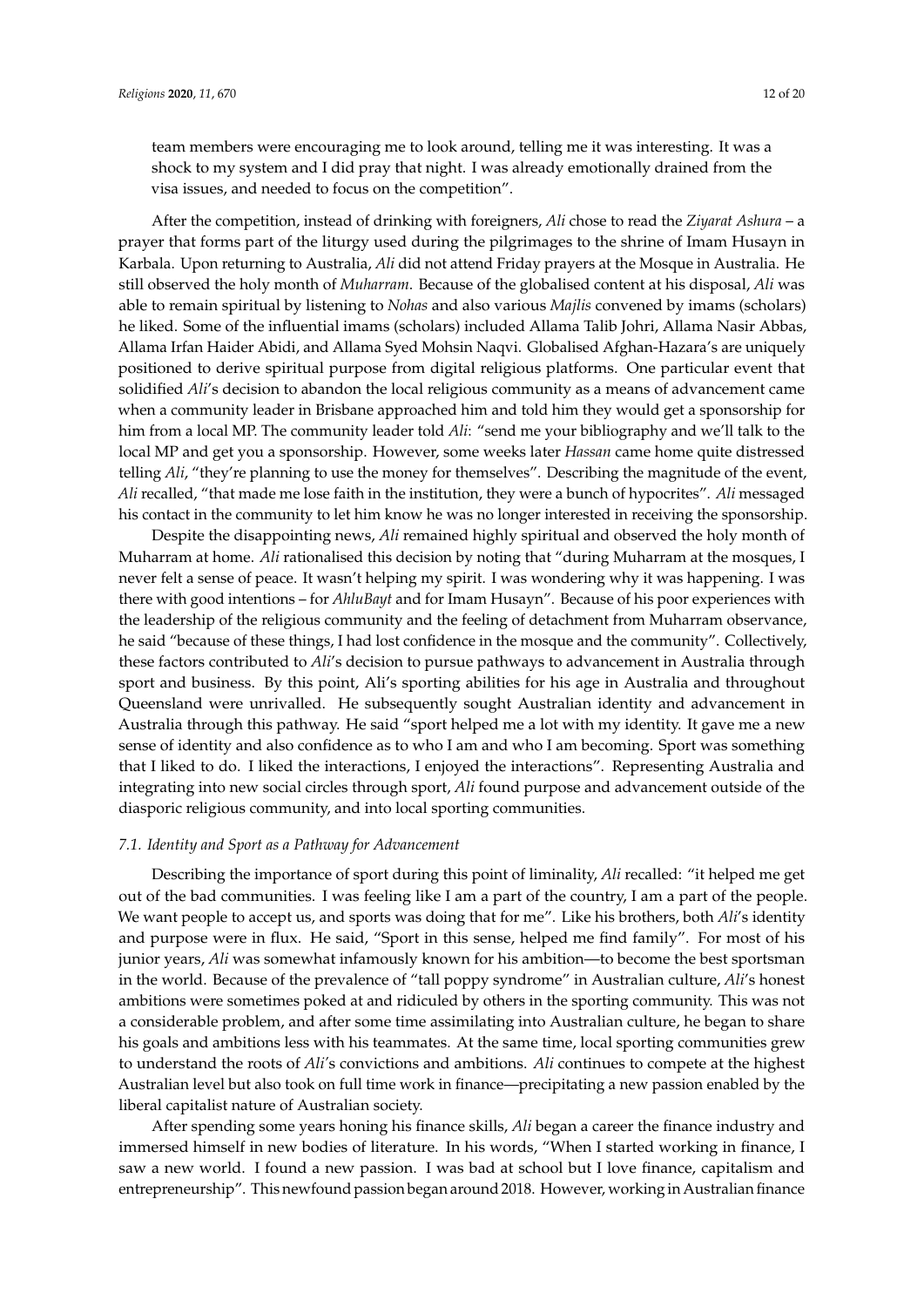team members were encouraging me to look around, telling me it was interesting. It was a shock to my system and I did pray that night. I was already emotionally drained from the visa issues, and needed to focus on the competition".

After the competition, instead of drinking with foreigners, *Ali* chose to read the *Ziyarat Ashura* – a prayer that forms part of the liturgy used during the pilgrimages to the shrine of Imam Husayn in Karbala. Upon returning to Australia, *Ali* did not attend Friday prayers at the Mosque in Australia. He still observed the holy month of *Muharram*. Because of the globalised content at his disposal, *Ali* was able to remain spiritual by listening to *Nohas* and also various *Majlis* convened by imams (scholars) he liked. Some of the influential imams (scholars) included Allama Talib Johri, Allama Nasir Abbas, Allama Irfan Haider Abidi, and Allama Syed Mohsin Naqvi. Globalised Afghan-Hazara's are uniquely positioned to derive spiritual purpose from digital religious platforms. One particular event that solidified *Ali*'s decision to abandon the local religious community as a means of advancement came when a community leader in Brisbane approached him and told him they would get a sponsorship for him from a local MP. The community leader told *Ali*: "send me your bibliography and we'll talk to the local MP and get you a sponsorship. However, some weeks later *Hassan* came home quite distressed telling *Ali*, "they're planning to use the money for themselves". Describing the magnitude of the event, *Ali* recalled, "that made me lose faith in the institution, they were a bunch of hypocrites". *Ali* messaged his contact in the community to let him know he was no longer interested in receiving the sponsorship.

Despite the disappointing news, *Ali* remained highly spiritual and observed the holy month of Muharram at home. *Ali* rationalised this decision by noting that "during Muharram at the mosques, I never felt a sense of peace. It wasn't helping my spirit. I was wondering why it was happening. I was there with good intentions – for *AhluBayt* and for Imam Husayn". Because of his poor experiences with the leadership of the religious community and the feeling of detachment from Muharram observance, he said "because of these things, I had lost confidence in the mosque and the community". Collectively, these factors contributed to *Ali*'s decision to pursue pathways to advancement in Australia through sport and business. By this point, Ali's sporting abilities for his age in Australia and throughout Queensland were unrivalled. He subsequently sought Australian identity and advancement in Australia through this pathway. He said "sport helped me a lot with my identity. It gave me a new sense of identity and also confidence as to who I am and who I am becoming. Sport was something that I liked to do. I liked the interactions, I enjoyed the interactions". Representing Australia and integrating into new social circles through sport, *Ali* found purpose and advancement outside of the diasporic religious community, and into local sporting communities.

### *7.1. Identity and Sport as a Pathway for Advancement*

Describing the importance of sport during this point of liminality, *Ali* recalled: "it helped me get out of the bad communities. I was feeling like I am a part of the country, I am a part of the people. We want people to accept us, and sports was doing that for me". Like his brothers, both *Ali*'s identity and purpose were in flux. He said, "Sport in this sense, helped me find family". For most of his junior years, *Ali* was somewhat infamously known for his ambition—to become the best sportsman in the world. Because of the prevalence of "tall poppy syndrome" in Australian culture, *Ali*'s honest ambitions were sometimes poked at and ridiculed by others in the sporting community. This was not a considerable problem, and after some time assimilating into Australian culture, he began to share his goals and ambitions less with his teammates. At the same time, local sporting communities grew to understand the roots of *Ali*'s convictions and ambitions. *Ali* continues to compete at the highest Australian level but also took on full time work in finance—precipitating a new passion enabled by the liberal capitalist nature of Australian society.

After spending some years honing his finance skills, *Ali* began a career the finance industry and immersed himself in new bodies of literature. In his words, "When I started working in finance, I saw a new world. I found a new passion. I was bad at school but I love finance, capitalism and entrepreneurship". This newfound passion began around 2018. However, working in Australian finance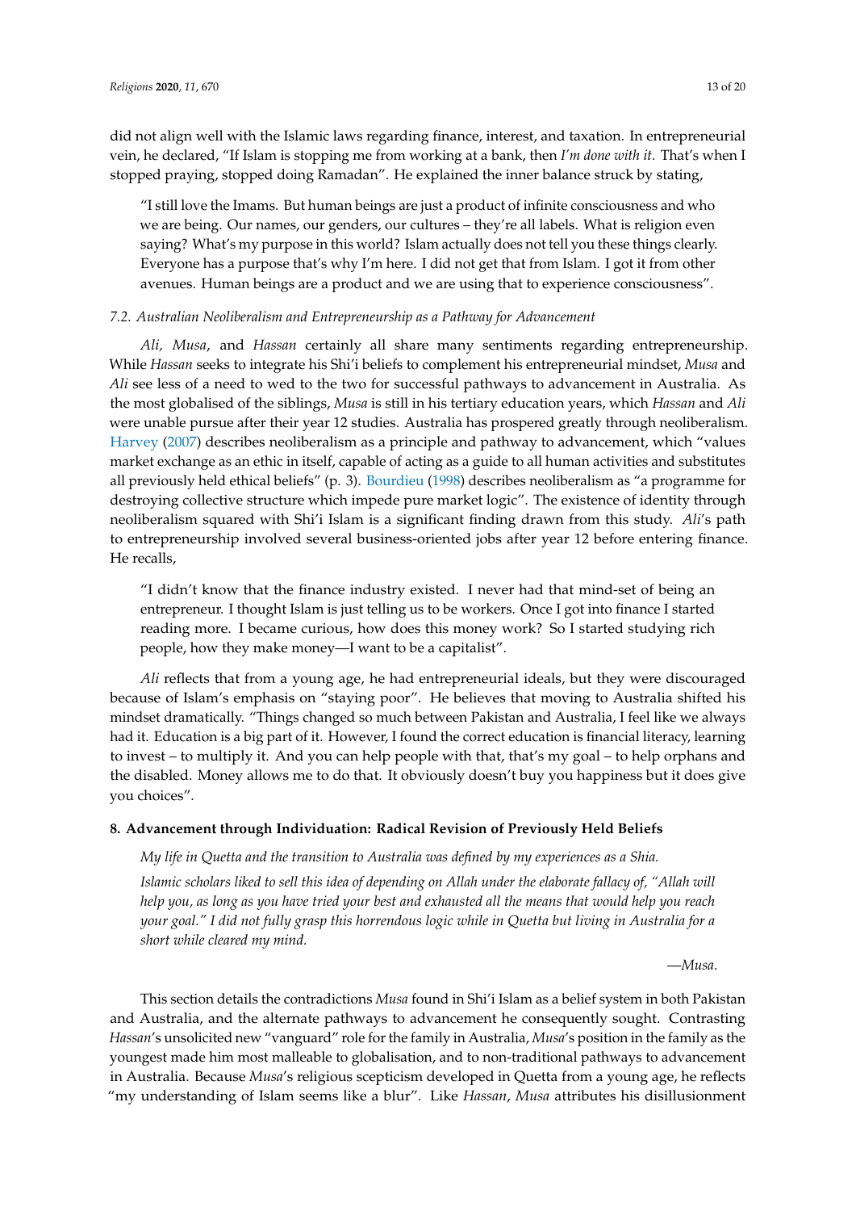did not align well with the Islamic laws regarding finance, interest, and taxation. In entrepreneurial vein, he declared, "If Islam is stopping me from working at a bank, then *I'm done with it*. That's when I stopped praying, stopped doing Ramadan". He explained the inner balance struck by stating,

> "I still love the Imams. But human beings are just a product of infinite consciousness and who we are being. Our names, our genders, our cultures – they're all labels. What is religion even saying? What's my purpose in this world? Islam actually does not tell you these things clearly. Everyone has a purpose that's why I'm here. I did not get that from Islam. I got it from other avenues. Human beings are a product and we are using that to experience consciousness".

### *7.2. Australian Neoliberalism and Entrepreneurship as a Pathway for Advancement*

*Ali, Musa*, and *Hassan* certainly all share many sentiments regarding entrepreneurship. While *Hassan* seeks to integrate his Shi'i beliefs to complement his entrepreneurial mindset, *Musa* and *Ali* see less of a need to wed to the two for successful pathways to advancement in Australia. As the most globalised of the siblings, *Musa* is still in his tertiary education years, which *Hassan* and *Ali* were unable pursue after their year 12 studies. Australia has prospered greatly through neoliberalism. Harvey (2007) describes neoliberalism as a principle and pathway to advancement, which "values market exchange as an ethic in itself, capable of acting as a guide to all human activities and substitutes all previously held ethical beliefs" (p. 3). Bourdieu (1998) describes neoliberalism as "a programme for destroying collective structure which impede pure market logic". The existence of identity through neoliberalism squared with Shi'i Islam is a significant finding drawn from this study. *Ali*'s path to entrepreneurship involved several business-oriented jobs after year 12 before entering finance. He recalls,

> "I didn't know that the finance industry existed. I never had that mind-set of being an entrepreneur. I thought Islam is just telling us to be workers. Once I got into finance I started reading more. I became curious, how does this money work? So I started studying rich people, how they make money—I want to be a capitalist".

*Ali* reflects that from a young age, he had entrepreneurial ideals, but they were discouraged because of Islam's emphasis on "staying poor". He believes that moving to Australia shifted his mindset dramatically. "Things changed so much between Pakistan and Australia, I feel like we always had it. Education is a big part of it. However, I found the correct education is financial literacy, learning to invest – to multiply it. And you can help people with that, that's my goal – to help orphans and the disabled. Money allows me to do that. It obviously doesn't buy you happiness but it does give you choices".

## **8. Advancement through Individuation: Radical Revision of Previously Held Beliefs**

> *My life in Quetta and the transition to Australia was defined by my experiences as a Shia.*
>
> *Islamic scholars liked to sell this idea of depending on Allah under the elaborate fallacy of, "Allah will help you, as long as you have tried your best and exhausted all the means that would help you reach your goal." I did not fully grasp this horrendous logic while in Quetta but living in Australia for a short while cleared my mind.*
>
> —*Musa*.

This section details the contradictions *Musa* found in Shi'i Islam as a belief system in both Pakistan and Australia, and the alternate pathways to advancement he consequently sought. Contrasting *Hassan*'s unsolicited new "vanguard" role for the family in Australia, *Musa*'s position in the family as the youngest made him most malleable to globalisation, and to non-traditional pathways to advancement in Australia. Because *Musa*'s religious scepticism developed in Quetta from a young age, he reflects "my understanding of Islam seems like a blur". Like *Hassan*, *Musa* attributes his disillusionment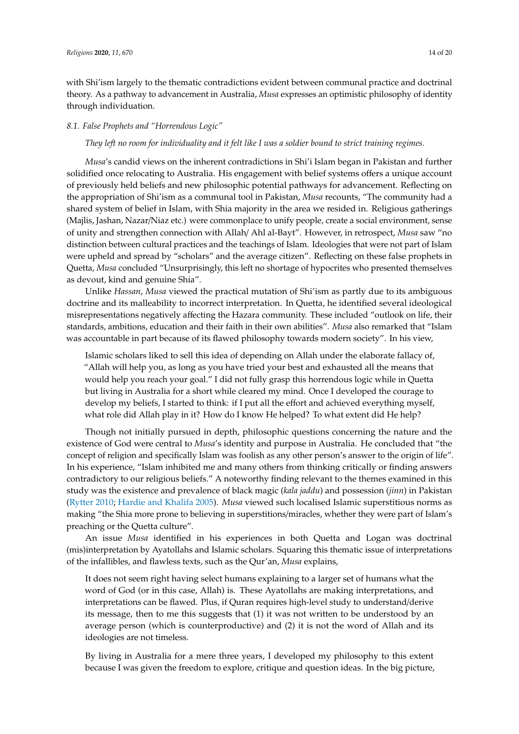with Shi'ism largely to the thematic contradictions evident between communal practice and doctrinal theory. As a pathway to advancement in Australia, *Musa* expresses an optimistic philosophy of identity through individuation.

### *8.1. False Prophets and "Horrendous Logic"*

*They left no room for individuality and it felt like I was a soldier bound to strict training regimes.*

*Musa*'s candid views on the inherent contradictions in Shi'i Islam began in Pakistan and further solidified once relocating to Australia. His engagement with belief systems offers a unique account of previously held beliefs and new philosophic potential pathways for advancement. Reflecting on the appropriation of Shi'ism as a communal tool in Pakistan, *Musa* recounts, "The community had a shared system of belief in Islam, with Shia majority in the area we resided in. Religious gatherings (Majlis, Jashan, Nazar/Niaz etc.) were commonplace to unify people, create a social environment, sense of unity and strengthen connection with Allah/ Ahl al-Bayt". However, in retrospect, *Musa* saw "no distinction between cultural practices and the teachings of Islam. Ideologies that were not part of Islam were upheld and spread by "scholars" and the average citizen". Reflecting on these false prophets in Quetta, *Musa* concluded "Unsurprisingly, this left no shortage of hypocrites who presented themselves as devout, kind and genuine Shia".

Unlike *Hassan*, *Musa* viewed the practical mutation of Shi'ism as partly due to its ambiguous doctrine and its malleability to incorrect interpretation. In Quetta, he identified several ideological misrepresentations negatively affecting the Hazara community. These included "outlook on life, their standards, ambitions, education and their faith in their own abilities". *Musa* also remarked that "Islam was accountable in part because of its flawed philosophy towards modern society". In his view,

> Islamic scholars liked to sell this idea of depending on Allah under the elaborate fallacy of, "Allah will help you, as long as you have tried your best and exhausted all the means that would help you reach your goal." I did not fully grasp this horrendous logic while in Quetta but living in Australia for a short while cleared my mind. Once I developed the courage to develop my beliefs, I started to think: if I put all the effort and achieved everything myself, what role did Allah play in it? How do I know He helped? To what extent did He help?

Though not initially pursued in depth, philosophic questions concerning the nature and the existence of God were central to *Musa*'s identity and purpose in Australia. He concluded that "the concept of religion and specifically Islam was foolish as any other person's answer to the origin of life". In his experience, "Islam inhibited me and many others from thinking critically or finding answers contradictory to our religious beliefs." A noteworthy finding relevant to the themes examined in this study was the existence and prevalence of black magic (*kala jaddu*) and possession (*jinn*) in Pakistan (Rytter 2010; Hardie and Khalifa 2005). *Musa* viewed such localised Islamic superstitious norms as making "the Shia more prone to believing in superstitions/miracles, whether they were part of Islam's preaching or the Quetta culture".

An issue *Musa* identified in his experiences in both Quetta and Logan was doctrinal (mis)interpretation by Ayatollahs and Islamic scholars. Squaring this thematic issue of interpretations of the infallibles, and flawless texts, such as the Qur'an, *Musa* explains,

> It does not seem right having select humans explaining to a larger set of humans what the word of God (or in this case, Allah) is. These Ayatollahs are making interpretations, and interpretations can be flawed. Plus, if Quran requires high-level study to understand/derive its message, then to me this suggests that (1) it was not written to be understood by an average person (which is counterproductive) and (2) it is not the word of Allah and its ideologies are not timeless.
>
> By living in Australia for a mere three years, I developed my philosophy to this extent because I was given the freedom to explore, critique and question ideas. In the big picture,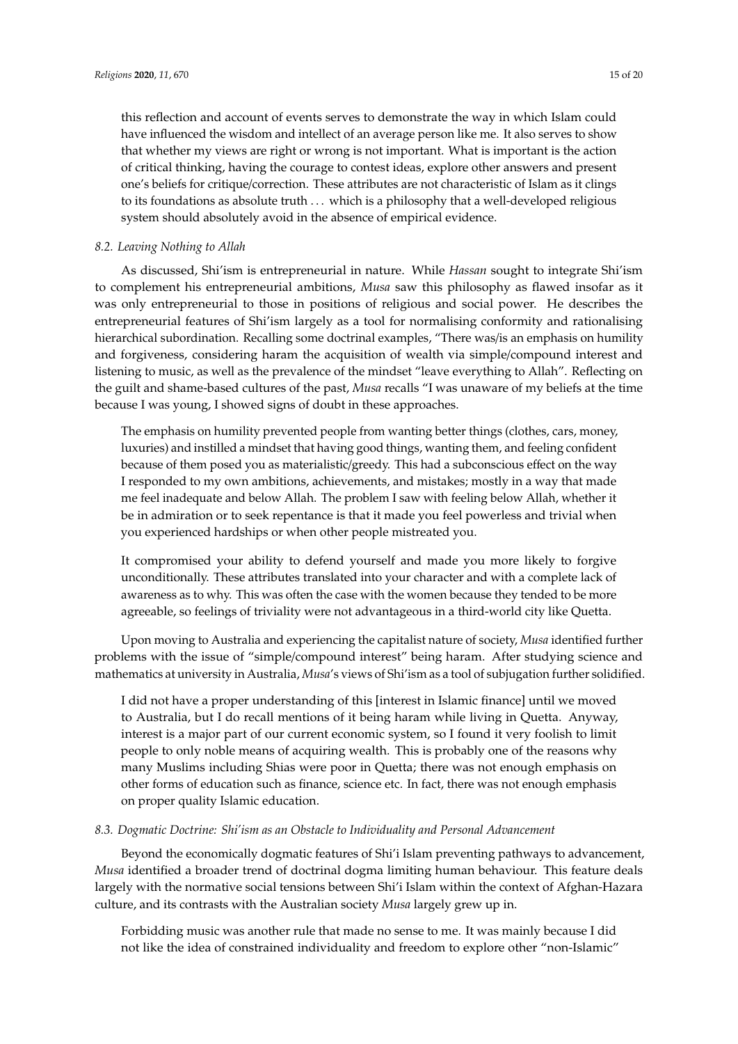this reflection and account of events serves to demonstrate the way in which Islam could have influenced the wisdom and intellect of an average person like me. It also serves to show that whether my views are right or wrong is not important. What is important is the action of critical thinking, having the courage to contest ideas, explore other answers and present one's beliefs for critique/correction. These attributes are not characteristic of Islam as it clings to its foundations as absolute truth . . . which is a philosophy that a well-developed religious system should absolutely avoid in the absence of empirical evidence.

### *8.2. Leaving Nothing to Allah*

As discussed, Shi'ism is entrepreneurial in nature. While *Hassan* sought to integrate Shi'ism to complement his entrepreneurial ambitions, *Musa* saw this philosophy as flawed insofar as it was only entrepreneurial to those in positions of religious and social power. He describes the entrepreneurial features of Shi'ism largely as a tool for normalising conformity and rationalising hierarchical subordination. Recalling some doctrinal examples, "There was/is an emphasis on humility and forgiveness, considering haram the acquisition of wealth via simple/compound interest and listening to music, as well as the prevalence of the mindset "leave everything to Allah". Reflecting on the guilt and shame-based cultures of the past, *Musa* recalls "I was unaware of my beliefs at the time because I was young, I showed signs of doubt in these approaches.

> The emphasis on humility prevented people from wanting better things (clothes, cars, money, luxuries) and instilled a mindset that having good things, wanting them, and feeling confident because of them posed you as materialistic/greedy. This had a subconscious effect on the way I responded to my own ambitions, achievements, and mistakes; mostly in a way that made me feel inadequate and below Allah. The problem I saw with feeling below Allah, whether it be in admiration or to seek repentance is that it made you feel powerless and trivial when you experienced hardships or when other people mistreated you.
>
> It compromised your ability to defend yourself and made you more likely to forgive unconditionally. These attributes translated into your character and with a complete lack of awareness as to why. This was often the case with the women because they tended to be more agreeable, so feelings of triviality were not advantageous in a third-world city like Quetta.

Upon moving to Australia and experiencing the capitalist nature of society, *Musa* identified further problems with the issue of "simple/compound interest" being haram. After studying science and mathematics at university in Australia, *Musa*'s views of Shi'ism as a tool of subjugation further solidified.

> I did not have a proper understanding of this [interest in Islamic finance] until we moved to Australia, but I do recall mentions of it being haram while living in Quetta. Anyway, interest is a major part of our current economic system, so I found it very foolish to limit people to only noble means of acquiring wealth. This is probably one of the reasons why many Muslims including Shias were poor in Quetta; there was not enough emphasis on other forms of education such as finance, science etc. In fact, there was not enough emphasis on proper quality Islamic education.

### *8.3. Dogmatic Doctrine: Shi'ism as an Obstacle to Individuality and Personal Advancement*

Beyond the economically dogmatic features of Shi'i Islam preventing pathways to advancement, *Musa* identified a broader trend of doctrinal dogma limiting human behaviour. This feature deals largely with the normative social tensions between Shi'i Islam within the context of Afghan-Hazara culture, and its contrasts with the Australian society *Musa* largely grew up in.

> Forbidding music was another rule that made no sense to me. It was mainly because I did not like the idea of constrained individuality and freedom to explore other "non-Islamic"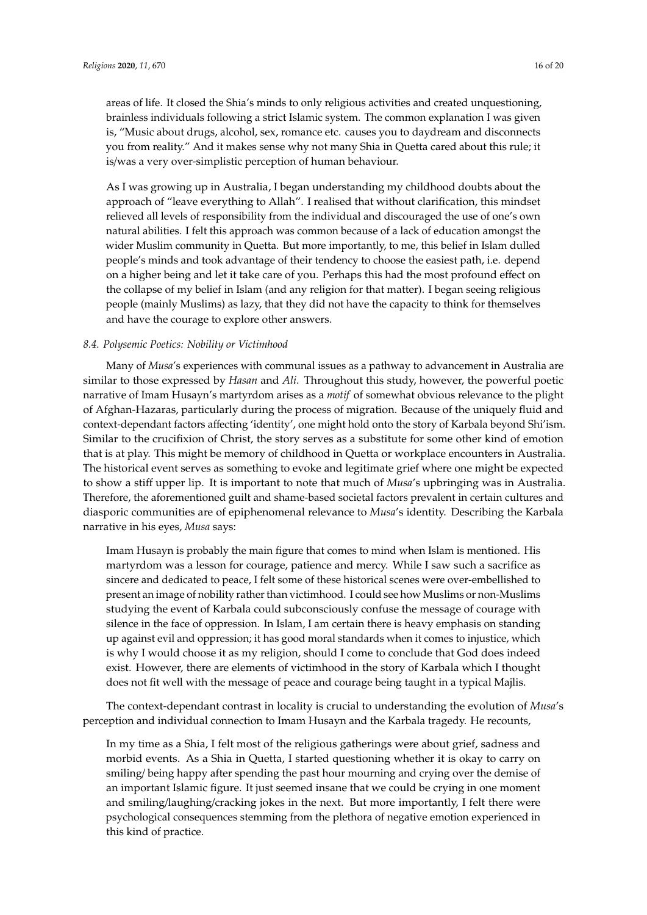areas of life. It closed the Shia's minds to only religious activities and created unquestioning, brainless individuals following a strict Islamic system. The common explanation I was given is, "Music about drugs, alcohol, sex, romance etc. causes you to daydream and disconnects you from reality." And it makes sense why not many Shia in Quetta cared about this rule; it is/was a very over-simplistic perception of human behaviour.

> As I was growing up in Australia, I began understanding my childhood doubts about the approach of "leave everything to Allah". I realised that without clarification, this mindset relieved all levels of responsibility from the individual and discouraged the use of one's own natural abilities. I felt this approach was common because of a lack of education amongst the wider Muslim community in Quetta. But more importantly, to me, this belief in Islam dulled people's minds and took advantage of their tendency to choose the easiest path, i.e. depend on a higher being and let it take care of you. Perhaps this had the most profound effect on the collapse of my belief in Islam (and any religion for that matter). I began seeing religious people (mainly Muslims) as lazy, that they did not have the capacity to think for themselves and have the courage to explore other answers.

### *8.4. Polysemic Poetics: Nobility or Victimhood*

Many of *Musa*'s experiences with communal issues as a pathway to advancement in Australia are similar to those expressed by *Hasan* and *Ali*. Throughout this study, however, the powerful poetic narrative of Imam Husayn's martyrdom arises as a *motif* of somewhat obvious relevance to the plight of Afghan-Hazaras, particularly during the process of migration. Because of the uniquely fluid and context-dependant factors affecting 'identity', one might hold onto the story of Karbala beyond Shi'ism. Similar to the crucifixion of Christ, the story serves as a substitute for some other kind of emotion that is at play. This might be memory of childhood in Quetta or workplace encounters in Australia. The historical event serves as something to evoke and legitimate grief where one might be expected to show a stiff upper lip. It is important to note that much of *Musa*'s upbringing was in Australia. Therefore, the aforementioned guilt and shame-based societal factors prevalent in certain cultures and diasporic communities are of epiphenomenal relevance to *Musa*'s identity. Describing the Karbala narrative in his eyes, *Musa* says:

> Imam Husayn is probably the main figure that comes to mind when Islam is mentioned. His martyrdom was a lesson for courage, patience and mercy. While I saw such a sacrifice as sincere and dedicated to peace, I felt some of these historical scenes were over-embellished to present an image of nobility rather than victimhood. I could see how Muslims or non-Muslims studying the event of Karbala could subconsciously confuse the message of courage with silence in the face of oppression. In Islam, I am certain there is heavy emphasis on standing up against evil and oppression; it has good moral standards when it comes to injustice, which is why I would choose it as my religion, should I come to conclude that God does indeed exist. However, there are elements of victimhood in the story of Karbala which I thought does not fit well with the message of peace and courage being taught in a typical Majlis.

The context-dependant contrast in locality is crucial to understanding the evolution of *Musa*'s perception and individual connection to Imam Husayn and the Karbala tragedy. He recounts,

> In my time as a Shia, I felt most of the religious gatherings were about grief, sadness and morbid events. As a Shia in Quetta, I started questioning whether it is okay to carry on smiling/ being happy after spending the past hour mourning and crying over the demise of an important Islamic figure. It just seemed insane that we could be crying in one moment and smiling/laughing/cracking jokes in the next. But more importantly, I felt there were psychological consequences stemming from the plethora of negative emotion experienced in this kind of practice.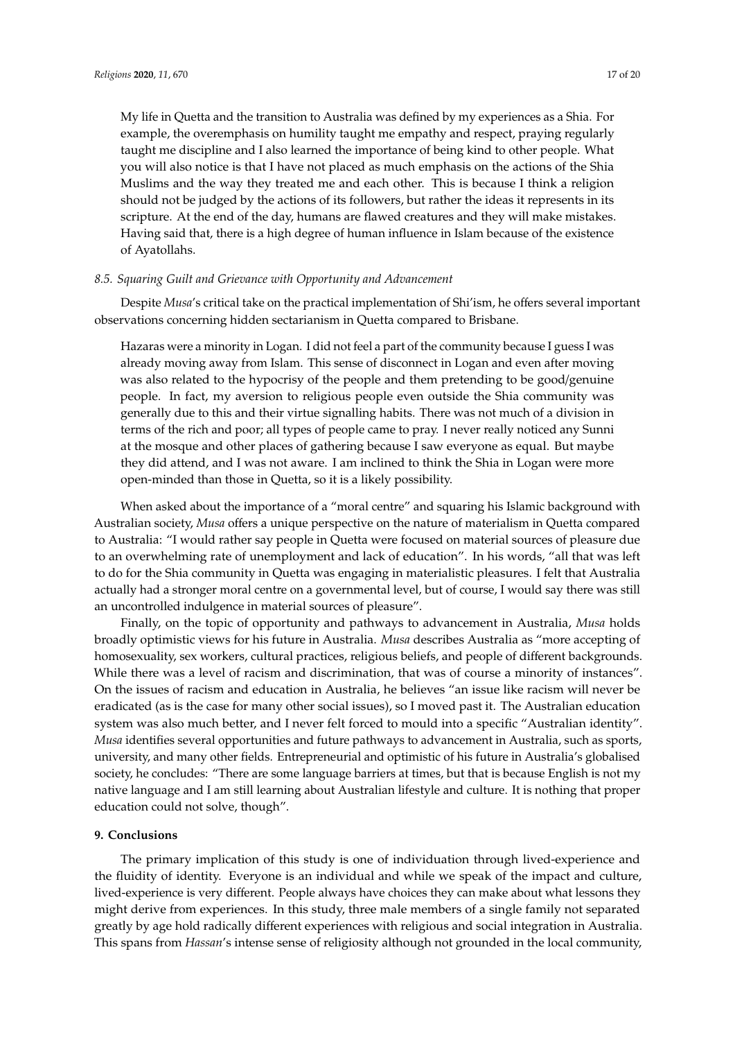> My life in Quetta and the transition to Australia was defined by my experiences as a Shia. For example, the overemphasis on humility taught me empathy and respect, praying regularly taught me discipline and I also learned the importance of being kind to other people. What you will also notice is that I have not placed as much emphasis on the actions of the Shia Muslims and the way they treated me and each other. This is because I think a religion should not be judged by the actions of its followers, but rather the ideas it represents in its scripture. At the end of the day, humans are flawed creatures and they will make mistakes. Having said that, there is a high degree of human influence in Islam because of the existence of Ayatollahs.

### *8.5. Squaring Guilt and Grievance with Opportunity and Advancement*

Despite *Musa*'s critical take on the practical implementation of Shi'ism, he offers several important observations concerning hidden sectarianism in Quetta compared to Brisbane.

> Hazaras were a minority in Logan. I did not feel a part of the community because I guess I was already moving away from Islam. This sense of disconnect in Logan and even after moving was also related to the hypocrisy of the people and them pretending to be good/genuine people. In fact, my aversion to religious people even outside the Shia community was generally due to this and their virtue signalling habits. There was not much of a division in terms of the rich and poor; all types of people came to pray. I never really noticed any Sunni at the mosque and other places of gathering because I saw everyone as equal. But maybe they did attend, and I was not aware. I am inclined to think the Shia in Logan were more open-minded than those in Quetta, so it is a likely possibility.

When asked about the importance of a "moral centre" and squaring his Islamic background with Australian society, *Musa* offers a unique perspective on the nature of materialism in Quetta compared to Australia: "I would rather say people in Quetta were focused on material sources of pleasure due to an overwhelming rate of unemployment and lack of education". In his words, "all that was left to do for the Shia community in Quetta was engaging in materialistic pleasures. I felt that Australia actually had a stronger moral centre on a governmental level, but of course, I would say there was still an uncontrolled indulgence in material sources of pleasure".

Finally, on the topic of opportunity and pathways to advancement in Australia, *Musa* holds broadly optimistic views for his future in Australia. *Musa* describes Australia as "more accepting of homosexuality, sex workers, cultural practices, religious beliefs, and people of different backgrounds. While there was a level of racism and discrimination, that was of course a minority of instances". On the issues of racism and education in Australia, he believes "an issue like racism will never be eradicated (as is the case for many other social issues), so I moved past it. The Australian education system was also much better, and I never felt forced to mould into a specific "Australian identity". *Musa* identifies several opportunities and future pathways to advancement in Australia, such as sports, university, and many other fields. Entrepreneurial and optimistic of his future in Australia's globalised society, he concludes: "There are some language barriers at times, but that is because English is not my native language and I am still learning about Australian lifestyle and culture. It is nothing that proper education could not solve, though".

## **9. Conclusions**

The primary implication of this study is one of individuation through lived-experience and the fluidity of identity. Everyone is an individual and while we speak of the impact and culture, lived-experience is very different. People always have choices they can make about what lessons they might derive from experiences. In this study, three male members of a single family not separated greatly by age hold radically different experiences with religious and social integration in Australia. This spans from *Hassan*'s intense sense of religiosity although not grounded in the local community,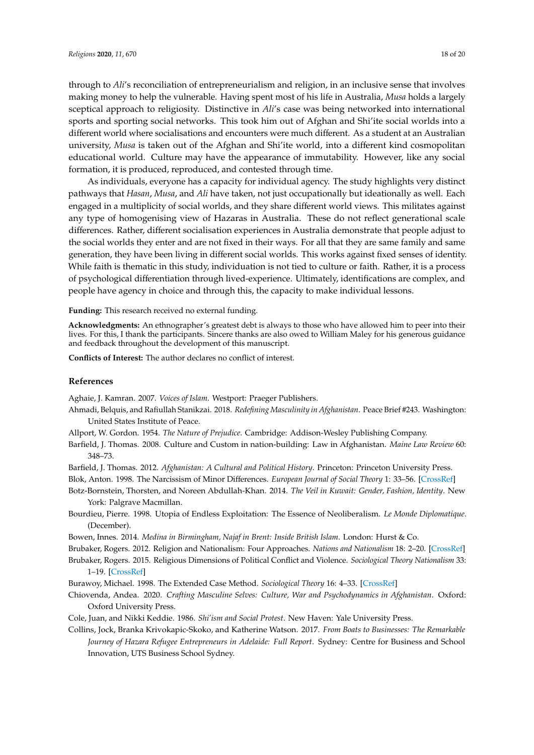through to *Ali*'s reconciliation of entrepreneurialism and religion, in an inclusive sense that involves making money to help the vulnerable. Having spent most of his life in Australia, *Musa* holds a largely sceptical approach to religiosity. Distinctive in *Ali*'s case was being networked into international sports and sporting social networks. This took him out of Afghan and Shi'ite social worlds into a different world where socialisations and encounters were much different. As a student at an Australian university, *Musa* is taken out of the Afghan and Shi'ite world, into a different kind cosmopolitan educational world. Culture may have the appearance of immutability. However, like any social formation, it is produced, reproduced, and contested through time.

As individuals, everyone has a capacity for individual agency. The study highlights very distinct pathways that *Hasan*, *Musa*, and *Ali* have taken, not just occupationally but ideationally as well. Each engaged in a multiplicity of social worlds, and they share different world views. This militates against any type of homogenising view of Hazaras in Australia. These do not reflect generational scale differences. Rather, different socialisation experiences in Australia demonstrate that people adjust to the social worlds they enter and are not fixed in their ways. For all that they are same family and same generation, they have been living in different social worlds. This works against fixed senses of identity. While faith is thematic in this study, individuation is not tied to culture or faith. Rather, it is a process of psychological differentiation through lived-experience. Ultimately, identifications are complex, and people have agency in choice and through this, the capacity to make individual lessons.

**Funding:** This research received no external funding.

**Acknowledgments:** An ethnographer's greatest debt is always to those who have allowed him to peer into their lives. For this, I thank the participants. Sincere thanks are also owed to William Maley for his generous guidance and feedback throughout the development of this manuscript.

**Conflicts of Interest:** The author declares no conflict of interest.

## References

Aghaie, J. Kamran. 2007. *Voices of Islam*. Westport: Praeger Publishers.

Ahmadi, Belquis, and Rafiullah Stanikzai. 2018. *Redefining Masculinity in Afghanistan*. Peace Brief #243. Washington: United States Institute of Peace.

Allport, W. Gordon. 1954. *The Nature of Prejudice*. Cambridge: Addison-Wesley Publishing Company.

Barfield, J. Thomas. 2008. Culture and Custom in nation-building: Law in Afghanistan. *Maine Law Review* 60: 348–73.

Barfield, J. Thomas. 2012. *Afghanistan: A Cultural and Political History*. Princeton: Princeton University Press.

Blok, Anton. 1998. The Narcissism of Minor Differences. *European Journal of Social Theory* 1: 33–56. [CrossRef]

Botz-Bornstein, Thorsten, and Noreen Abdullah-Khan. 2014. *The Veil in Kuwait: Gender, Fashion, Identity*. New York: Palgrave Macmillan.

Bourdieu, Pierre. 1998. Utopia of Endless Exploitation: The Essence of Neoliberalism. *Le Monde Diplomatique*. (December).

Bowen, Innes. 2014. *Medina in Birmingham, Najaf in Brent: Inside British Islam*. London: Hurst & Co.

Brubaker, Rogers. 2012. Religion and Nationalism: Four Approaches. *Nations and Nationalism* 18: 2–20. [CrossRef]

Brubaker, Rogers. 2015. Religious Dimensions of Political Conflict and Violence. *Sociological Theory Nationalism* 33: 1–19. [CrossRef]

Burawoy, Michael. 1998. The Extended Case Method. *Sociological Theory* 16: 4–33. [CrossRef]

Chiovenda, Andea. 2020. *Crafting Masculine Selves: Culture, War and Psychodynamics in Afghanistan*. Oxford: Oxford University Press.

Cole, Juan, and Nikki Keddie. 1986. *Shi'ism and Social Protest*. New Haven: Yale University Press.

Collins, Jock, Branka Krivokapic-Skoko, and Katherine Watson. 2017. *From Boats to Businesses: The Remarkable Journey of Hazara Refugee Entrepreneurs in Adelaide: Full Report*. Sydney: Centre for Business and School Innovation, UTS Business School Sydney.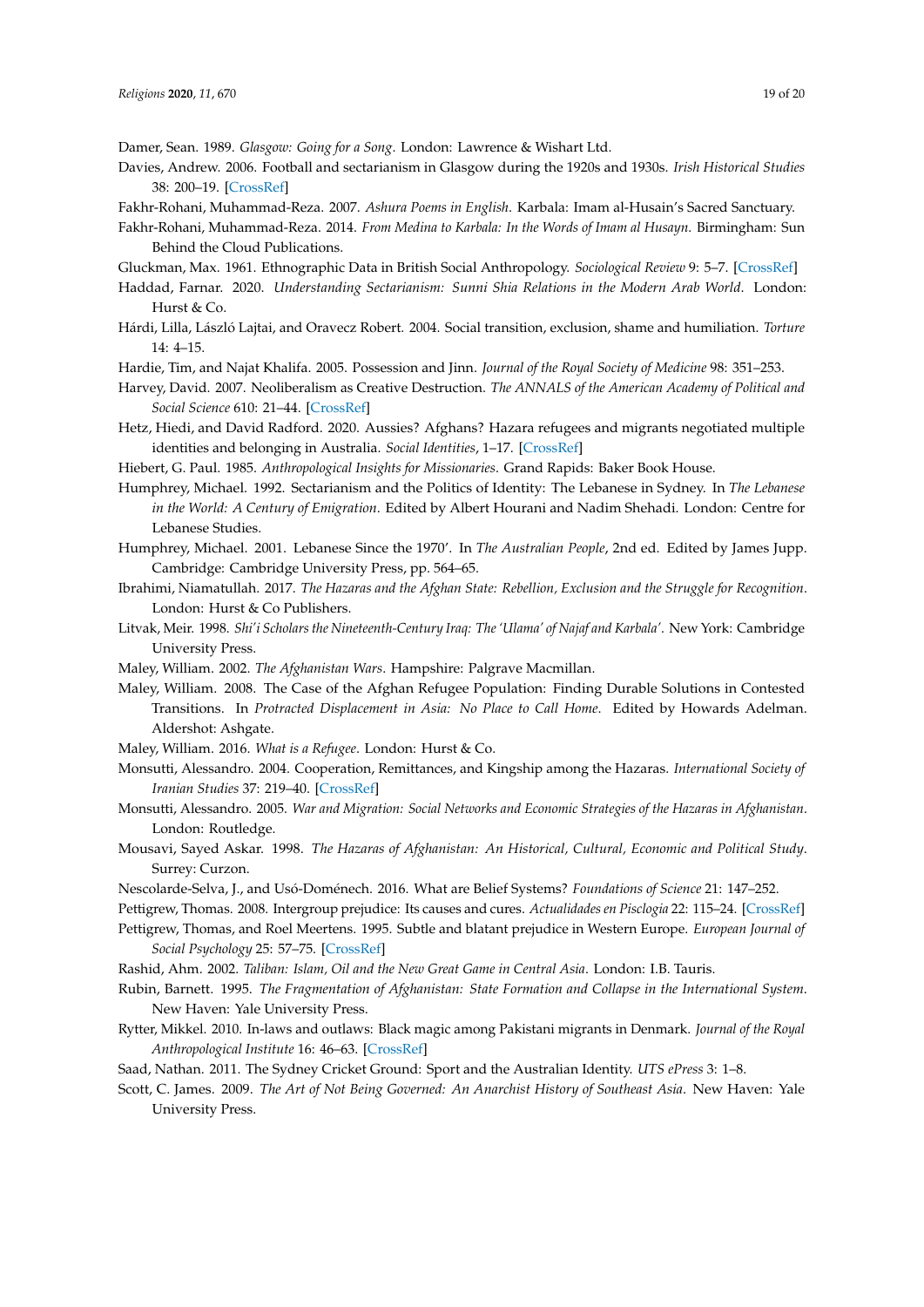Damer, Sean. 1989. *Glasgow: Going for a Song*. London: Lawrence & Wishart Ltd.

Davies, Andrew. 2006. Football and sectarianism in Glasgow during the 1920s and 1930s. *Irish Historical Studies* 38: 200–19. [CrossRef]

Fakhr-Rohani, Muhammad-Reza. 2007. *Ashura Poems in English*. Karbala: Imam al-Husain's Sacred Sanctuary.

Fakhr-Rohani, Muhammad-Reza. 2014. *From Medina to Karbala: In the Words of Imam al Husayn*. Birmingham: Sun Behind the Cloud Publications.

Gluckman, Max. 1961. Ethnographic Data in British Social Anthropology. *Sociological Review* 9: 5–7. [CrossRef]

Haddad, Farnar. 2020. *Understanding Sectarianism: Sunni Shia Relations in the Modern Arab World*. London: Hurst & Co.

Hárdi, Lilla, László Lajtai, and Oravecz Robert. 2004. Social transition, exclusion, shame and humiliation. *Torture* 14: 4–15.

Hardie, Tim, and Najat Khalifa. 2005. Possession and Jinn. *Journal of the Royal Society of Medicine* 98: 351–253.

Harvey, David. 2007. Neoliberalism as Creative Destruction. *The ANNALS of the American Academy of Political and Social Science* 610: 21–44. [CrossRef]

Hetz, Hiedi, and David Radford. 2020. Aussies? Afghans? Hazara refugees and migrants negotiated multiple identities and belonging in Australia. *Social Identities*, 1–17. [CrossRef]

Hiebert, G. Paul. 1985. *Anthropological Insights for Missionaries*. Grand Rapids: Baker Book House.

Humphrey, Michael. 1992. Sectarianism and the Politics of Identity: The Lebanese in Sydney. In *The Lebanese in the World: A Century of Emigration*. Edited by Albert Hourani and Nadim Shehadi. London: Centre for Lebanese Studies.

Humphrey, Michael. 2001. Lebanese Since the 1970'. In *The Australian People*, 2nd ed. Edited by James Jupp. Cambridge: Cambridge University Press, pp. 564–65.

Ibrahimi, Niamatullah. 2017. *The Hazaras and the Afghan State: Rebellion, Exclusion and the Struggle for Recognition*. London: Hurst & Co Publishers.

Litvak, Meir. 1998. *Shi'i Scholars the Nineteenth-Century Iraq: The 'Ulama' of Najaf and Karbala'*. New York: Cambridge University Press.

Maley, William. 2002. *The Afghanistan Wars*. Hampshire: Palgrave Macmillan.

Maley, William. 2008. The Case of the Afghan Refugee Population: Finding Durable Solutions in Contested Transitions. In *Protracted Displacement in Asia: No Place to Call Home*. Edited by Howards Adelman. Aldershot: Ashgate.

Maley, William. 2016. *What is a Refugee*. London: Hurst & Co.

Monsutti, Alessandro. 2004. Cooperation, Remittances, and Kingship among the Hazaras. *International Society of Iranian Studies* 37: 219–40. [CrossRef]

Monsutti, Alessandro. 2005. *War and Migration: Social Networks and Economic Strategies of the Hazaras in Afghanistan*. London: Routledge.

Mousavi, Sayed Askar. 1998. *The Hazaras of Afghanistan: An Historical, Cultural, Economic and Political Study*. Surrey: Curzon.

Nescolarde-Selva, J., and Usó-Doménech. 2016. What are Belief Systems? *Foundations of Science* 21: 147–252.

Pettigrew, Thomas. 2008. Intergroup prejudice: Its causes and cures. *Actualidades en Pisclogia* 22: 115–24. [CrossRef]

Pettigrew, Thomas, and Roel Meertens. 1995. Subtle and blatant prejudice in Western Europe. *European Journal of Social Psychology* 25: 57–75. [CrossRef]

Rashid, Ahm. 2002. *Taliban: Islam, Oil and the New Great Game in Central Asia*. London: I.B. Tauris.

Rubin, Barnett. 1995. *The Fragmentation of Afghanistan: State Formation and Collapse in the International System*. New Haven: Yale University Press.

Rytter, Mikkel. 2010. In-laws and outlaws: Black magic among Pakistani migrants in Denmark. *Journal of the Royal Anthropological Institute* 16: 46–63. [CrossRef]

Saad, Nathan. 2011. The Sydney Cricket Ground: Sport and the Australian Identity. *UTS ePress* 3: 1–8.

Scott, C. James. 2009. *The Art of Not Being Governed: An Anarchist History of Southeast Asia*. New Haven: Yale University Press.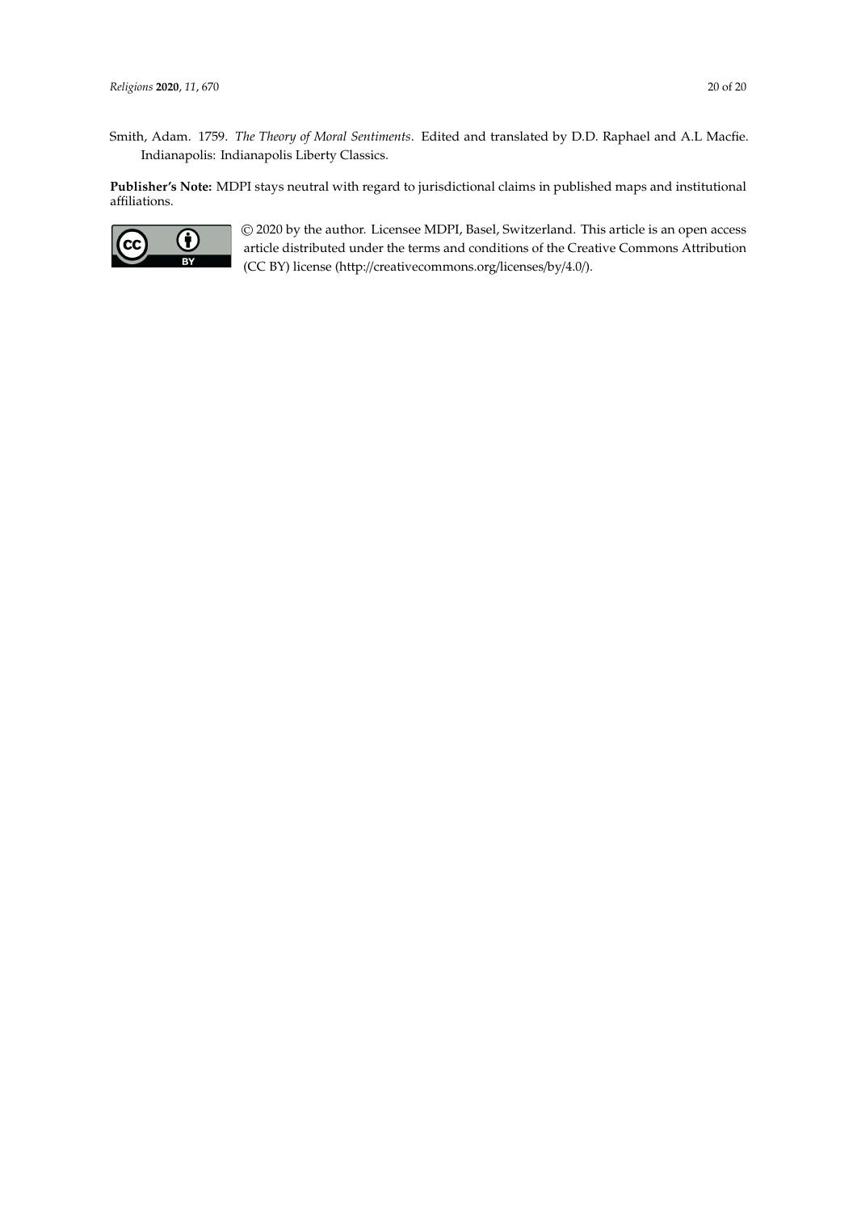Smith, Adam. 1759. *The Theory of Moral Sentiments*. Edited and translated by D.D. Raphael and A.L Macfie. Indianapolis: Indianapolis Liberty Classics.

**Publisher's Note:** MDPI stays neutral with regard to jurisdictional claims in published maps and institutional affiliations.

© 2020 by the author. Licensee MDPI, Basel, Switzerland. This article is an open access article distributed under the terms and conditions of the Creative Commons Attribution (CC BY) license (http://creativecommons.org/licenses/by/4.0/).